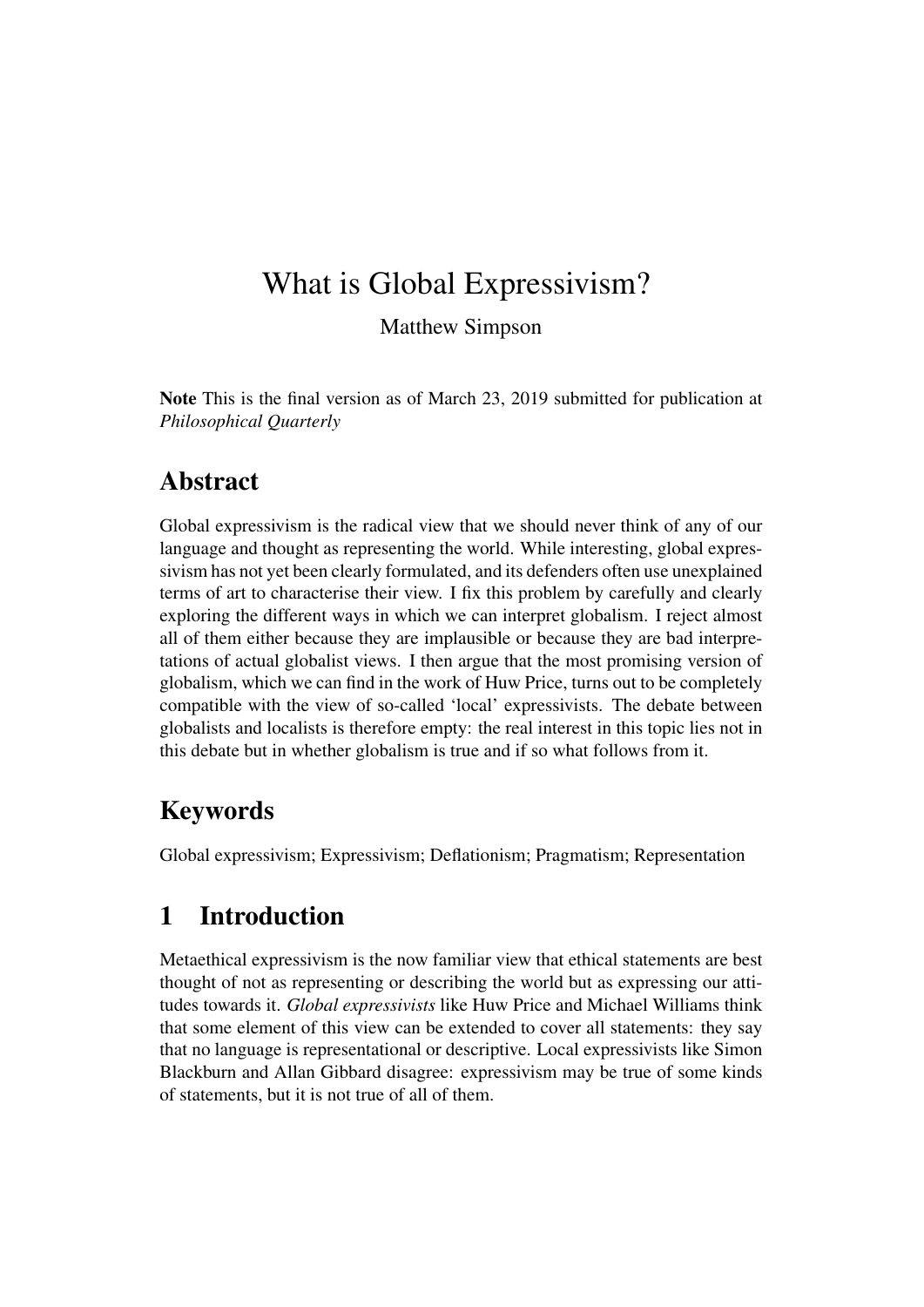# What is Global Expressivism?

Matthew Simpson

**Note** This is the final version as of March 23, 2019 submitted for publication at *Philosophical Quarterly*

## Abstract

Global expressivism is the radical view that we should never think of any of our language and thought as representing the world. While interesting, global expressivism has not yet been clearly formulated, and its defenders often use unexplained terms of art to characterise their view. I fix this problem by carefully and clearly exploring the different ways in which we can interpret globalism. I reject almost all of them either because they are implausible or because they are bad interpretations of actual globalist views. I then argue that the most promising version of globalism, which we can find in the work of Huw Price, turns out to be completely compatible with the view of so-called 'local' expressivists. The debate between globalists and localists is therefore empty: the real interest in this topic lies not in this debate but in whether globalism is true and if so what follows from it.

## Keywords

Global expressivism; Expressivism; Deflationism; Pragmatism; Representation

## 1 Introduction

Metaethical expressivism is the now familiar view that ethical statements are best thought of not as representing or describing the world but as expressing our attitudes towards it. *Global expressivists* like Huw Price and Michael Williams think that some element of this view can be extended to cover all statements: they say that no language is representational or descriptive. Local expressivists like Simon Blackburn and Allan Gibbard disagree: expressivism may be true of some kinds of statements, but it is not true of all of them.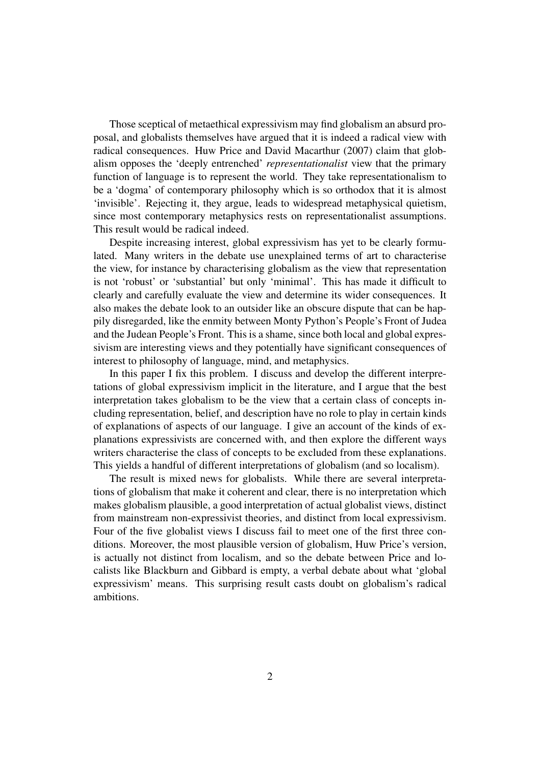Those sceptical of metaethical expressivism may find globalism an absurd proposal, and globalists themselves have argued that it is indeed a radical view with radical consequences. Huw Price and David Macarthur (2007) claim that globalism opposes the 'deeply entrenched' *representationalist* view that the primary function of language is to represent the world. They take representationalism to be a 'dogma' of contemporary philosophy which is so orthodox that it is almost 'invisible'. Rejecting it, they argue, leads to widespread metaphysical quietism, since most contemporary metaphysics rests on representationalist assumptions. This result would be radical indeed.

Despite increasing interest, global expressivism has yet to be clearly formulated. Many writers in the debate use unexplained terms of art to characterise the view, for instance by characterising globalism as the view that representation is not 'robust' or 'substantial' but only 'minimal'. This has made it difficult to clearly and carefully evaluate the view and determine its wider consequences. It also makes the debate look to an outsider like an obscure dispute that can be happily disregarded, like the enmity between Monty Python's People's Front of Judea and the Judean People's Front. This is a shame, since both local and global expressivism are interesting views and they potentially have significant consequences of interest to philosophy of language, mind, and metaphysics.

In this paper I fix this problem. I discuss and develop the different interpretations of global expressivism implicit in the literature, and I argue that the best interpretation takes globalism to be the view that a certain class of concepts including representation, belief, and description have no role to play in certain kinds of explanations of aspects of our language. I give an account of the kinds of explanations expressivists are concerned with, and then explore the different ways writers characterise the class of concepts to be excluded from these explanations. This yields a handful of different interpretations of globalism (and so localism).

The result is mixed news for globalists. While there are several interpretations of globalism that make it coherent and clear, there is no interpretation which makes globalism plausible, a good interpretation of actual globalist views, distinct from mainstream non-expressivist theories, and distinct from local expressivism. Four of the five globalist views I discuss fail to meet one of the first three conditions. Moreover, the most plausible version of globalism, Huw Price's version, is actually not distinct from localism, and so the debate between Price and localists like Blackburn and Gibbard is empty, a verbal debate about what 'global expressivism' means. This surprising result casts doubt on globalism's radical ambitions.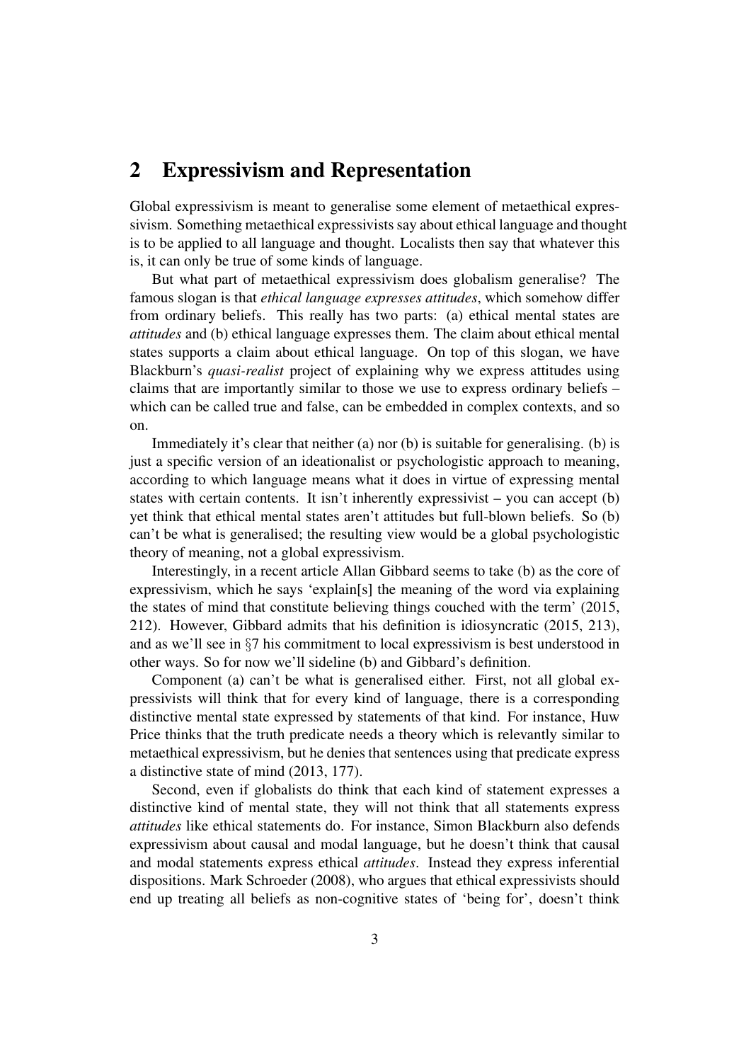## 2 Expressivism and Representation

Global expressivism is meant to generalise some element of metaethical expressivism. Something metaethical expressivists say about ethical language and thought is to be applied to all language and thought. Localists then say that whatever this is, it can only be true of some kinds of language.

But what part of metaethical expressivism does globalism generalise? The famous slogan is that *ethical language expresses attitudes*, which somehow differ from ordinary beliefs. This really has two parts: (a) ethical mental states are *attitudes* and (b) ethical language expresses them. The claim about ethical mental states supports a claim about ethical language. On top of this slogan, we have Blackburn's *quasi-realist* project of explaining why we express attitudes using claims that are importantly similar to those we use to express ordinary beliefs – which can be called true and false, can be embedded in complex contexts, and so on.

Immediately it's clear that neither (a) nor (b) is suitable for generalising. (b) is just a specific version of an ideationalist or psychologistic approach to meaning, according to which language means what it does in virtue of expressing mental states with certain contents. It isn't inherently expressivist – you can accept (b) yet think that ethical mental states aren't attitudes but full-blown beliefs. So (b) can't be what is generalised; the resulting view would be a global psychologistic theory of meaning, not a global expressivism.

Interestingly, in a recent article Allan Gibbard seems to take (b) as the core of expressivism, which he says 'explain[s] the meaning of the word via explaining the states of mind that constitute believing things couched with the term' (2015, 212). However, Gibbard admits that his definition is idiosyncratic (2015, 213), and as we'll see in §7 his commitment to local expressivism is best understood in other ways. So for now we'll sideline (b) and Gibbard's definition.

Component (a) can't be what is generalised either. First, not all global expressivists will think that for every kind of language, there is a corresponding distinctive mental state expressed by statements of that kind. For instance, Huw Price thinks that the truth predicate needs a theory which is relevantly similar to metaethical expressivism, but he denies that sentences using that predicate express a distinctive state of mind (2013, 177).

Second, even if globalists do think that each kind of statement expresses a distinctive kind of mental state, they will not think that all statements express *attitudes* like ethical statements do. For instance, Simon Blackburn also defends expressivism about causal and modal language, but he doesn't think that causal and modal statements express ethical *attitudes*. Instead they express inferential dispositions. Mark Schroeder (2008), who argues that ethical expressivists should end up treating all beliefs as non-cognitive states of 'being for', doesn't think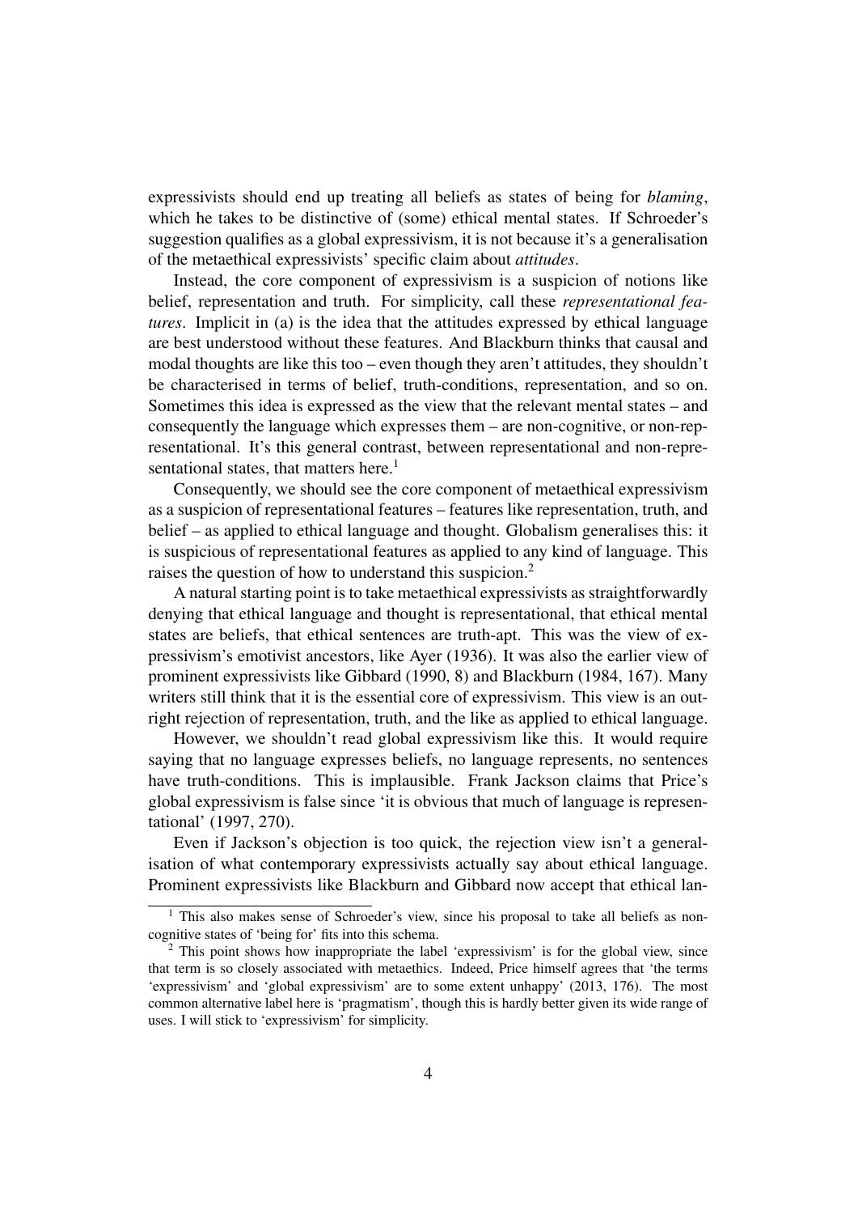expressivists should end up treating all beliefs as states of being for *blaming*, which he takes to be distinctive of (some) ethical mental states. If Schroeder's suggestion qualifies as a global expressivism, it is not because it's a generalisation of the metaethical expressivists' specific claim about *attitudes*.

Instead, the core component of expressivism is a suspicion of notions like belief, representation and truth. For simplicity, call these *representational features*. Implicit in (a) is the idea that the attitudes expressed by ethical language are best understood without these features. And Blackburn thinks that causal and modal thoughts are like this too – even though they aren't attitudes, they shouldn't be characterised in terms of belief, truth-conditions, representation, and so on. Sometimes this idea is expressed as the view that the relevant mental states – and consequently the language which expresses them – are non-cognitive, or non-representational. It's this general contrast, between representational and non-representational states, that matters here.[1]

Consequently, we should see the core component of metaethical expressivism as a suspicion of representational features – features like representation, truth, and belief – as applied to ethical language and thought. Globalism generalises this: it is suspicious of representational features as applied to any kind of language. This raises the question of how to understand this suspicion.[2]

A natural starting point is to take metaethical expressivists as straightforwardly denying that ethical language and thought is representational, that ethical mental states are beliefs, that ethical sentences are truth-apt. This was the view of expressivism's emotivist ancestors, like Ayer (1936). It was also the earlier view of prominent expressivists like Gibbard (1990, 8) and Blackburn (1984, 167). Many writers still think that it is the essential core of expressivism. This view is an outright rejection of representation, truth, and the like as applied to ethical language.

However, we shouldn't read global expressivism like this. It would require saying that no language expresses beliefs, no language represents, no sentences have truth-conditions. This is implausible. Frank Jackson claims that Price's global expressivism is false since 'it is obvious that much of language is representational' (1997, 270).

Even if Jackson's objection is too quick, the rejection view isn't a generalisation of what contemporary expressivists actually say about ethical language. Prominent expressivists like Blackburn and Gibbard now accept that ethical lan-

---

[1] This also makes sense of Schroeder's view, since his proposal to take all beliefs as non-cognitive states of 'being for' fits into this schema.

[2] This point shows how inappropriate the label 'expressivism' is for the global view, since that term is so closely associated with metaethics. Indeed, Price himself agrees that 'the terms 'expressivism' and 'global expressivism' are to some extent unhappy' (2013, 176). The most common alternative label here is 'pragmatism', though this is hardly better given its wide range of uses. I will stick to 'expressivism' for simplicity.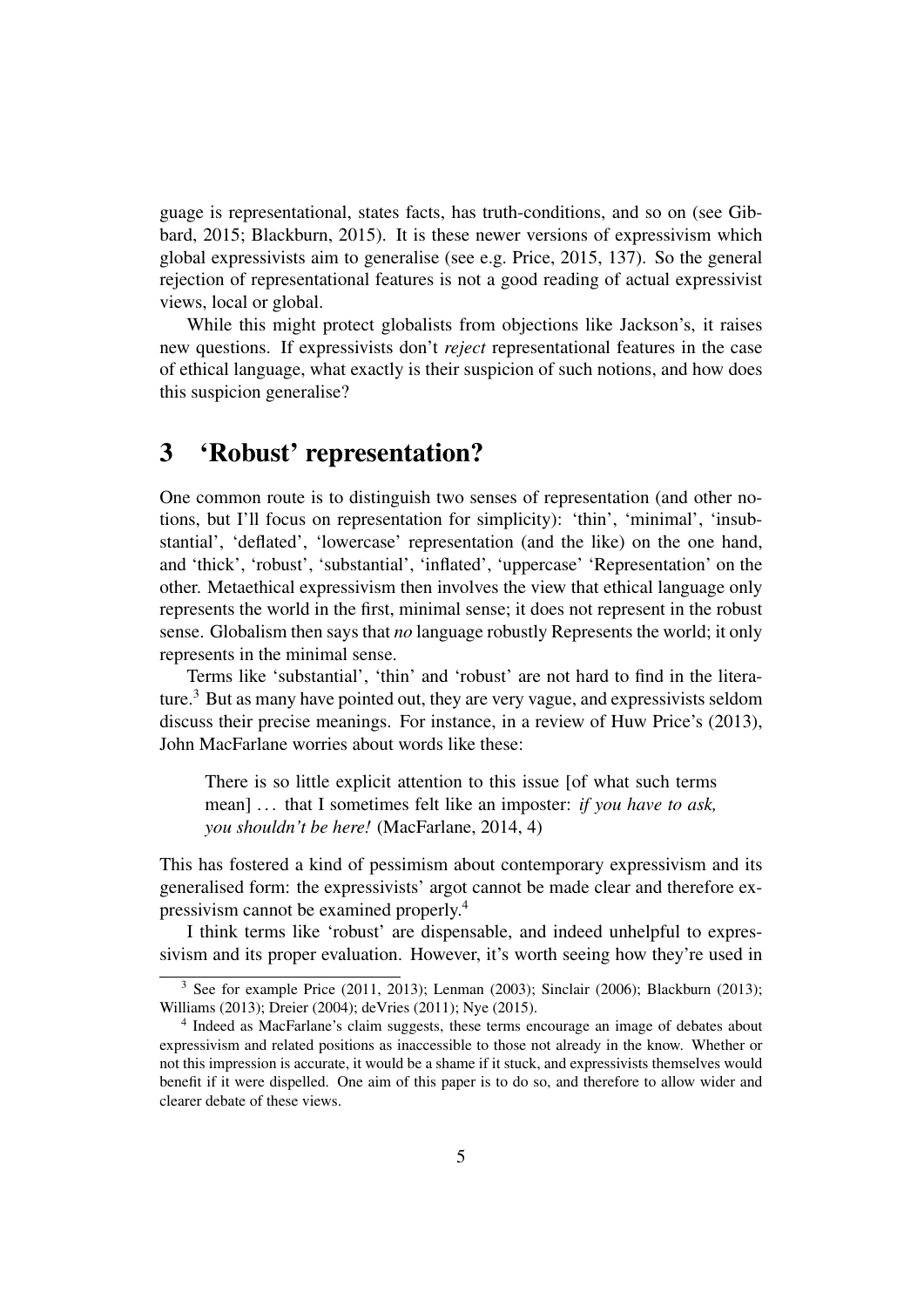guage is representational, states facts, has truth-conditions, and so on (see Gibbard, 2015; Blackburn, 2015). It is these newer versions of expressivism which global expressivists aim to generalise (see e.g. Price, 2015, 137). So the general rejection of representational features is not a good reading of actual expressivist views, local or global.

While this might protect globalists from objections like Jackson's, it raises new questions. If expressivists don't *reject* representational features in the case of ethical language, what exactly is their suspicion of such notions, and how does this suspicion generalise?

## 3 'Robust' representation?

One common route is to distinguish two senses of representation (and other notions, but I'll focus on representation for simplicity): 'thin', 'minimal', 'insubstantial', 'deflated', 'lowercase' representation (and the like) on the one hand, and 'thick', 'robust', 'substantial', 'inflated', 'uppercase' 'Representation' on the other. Metaethical expressivism then involves the view that ethical language only represents the world in the first, minimal sense; it does not represent in the robust sense. Globalism then says that *no* language robustly Represents the world; it only represents in the minimal sense.

Terms like 'substantial', 'thin' and 'robust' are not hard to find in the literature.[3] But as many have pointed out, they are very vague, and expressivists seldom discuss their precise meanings. For instance, in a review of Huw Price's (2013), John MacFarlane worries about words like these:

> There is so little explicit attention to this issue [of what such terms mean] ... that I sometimes felt like an imposter: *if you have to ask, you shouldn't be here!* (MacFarlane, 2014, 4)

This has fostered a kind of pessimism about contemporary expressivism and its generalised form: the expressivists' argot cannot be made clear and therefore expressivism cannot be examined properly.[4]

I think terms like 'robust' are dispensable, and indeed unhelpful to expressivism and its proper evaluation. However, it's worth seeing how they're used in

---

[3] See for example Price (2011, 2013); Lenman (2003); Sinclair (2006); Blackburn (2013); Williams (2013); Dreier (2004); deVries (2011); Nye (2015).

[4] Indeed as MacFarlane's claim suggests, these terms encourage an image of debates about expressivism and related positions as inaccessible to those not already in the know. Whether or not this impression is accurate, it would be a shame if it stuck, and expressivists themselves would benefit if it were dispelled. One aim of this paper is to do so, and therefore to allow wider and clearer debate of these views.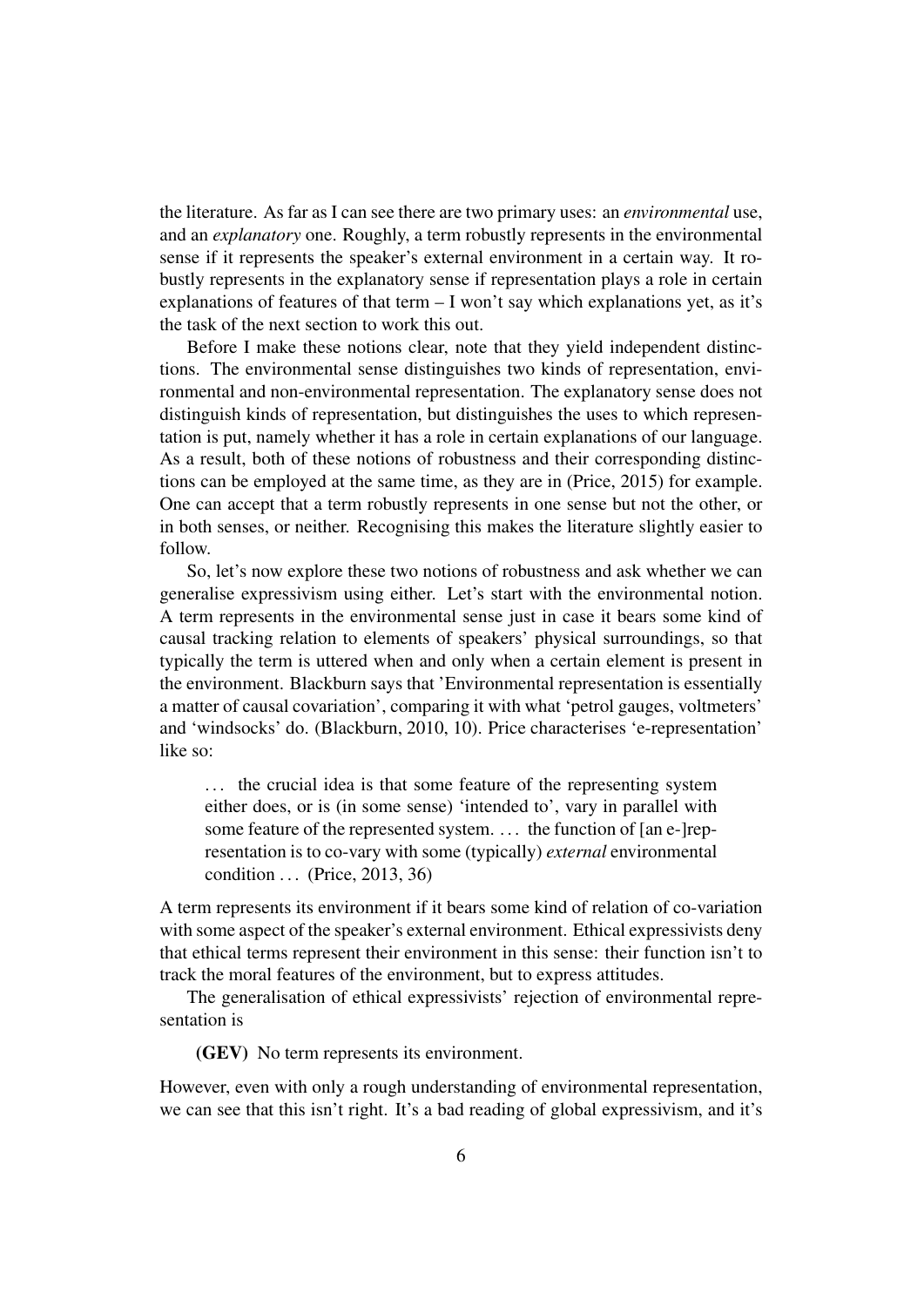the literature. As far as I can see there are two primary uses: an *environmental* use, and an *explanatory* one. Roughly, a term robustly represents in the environmental sense if it represents the speaker's external environment in a certain way. It robustly represents in the explanatory sense if representation plays a role in certain explanations of features of that term – I won't say which explanations yet, as it's the task of the next section to work this out.

Before I make these notions clear, note that they yield independent distinctions. The environmental sense distinguishes two kinds of representation, environmental and non-environmental representation. The explanatory sense does not distinguish kinds of representation, but distinguishes the uses to which representation is put, namely whether it has a role in certain explanations of our language. As a result, both of these notions of robustness and their corresponding distinctions can be employed at the same time, as they are in (Price, 2015) for example. One can accept that a term robustly represents in one sense but not the other, or in both senses, or neither. Recognising this makes the literature slightly easier to follow.

So, let's now explore these two notions of robustness and ask whether we can generalise expressivism using either. Let's start with the environmental notion. A term represents in the environmental sense just in case it bears some kind of causal tracking relation to elements of speakers' physical surroundings, so that typically the term is uttered when and only when a certain element is present in the environment. Blackburn says that 'Environmental representation is essentially a matter of causal covariation', comparing it with what 'petrol gauges, voltmeters' and 'windsocks' do. (Blackburn, 2010, 10). Price characterises 'e-representation' like so:

> ... the crucial idea is that some feature of the representing system either does, or is (in some sense) 'intended to', vary in parallel with some feature of the represented system. ... the function of [an e-]representation is to co-vary with some (typically) *external* environmental condition ... (Price, 2013, 36)

A term represents its environment if it bears some kind of relation of co-variation with some aspect of the speaker's external environment. Ethical expressivists deny that ethical terms represent their environment in this sense: their function isn't to track the moral features of the environment, but to express attitudes.

The generalisation of ethical expressivists' rejection of environmental representation is

> **(GEV)** No term represents its environment.

However, even with only a rough understanding of environmental representation, we can see that this isn't right. It's a bad reading of global expressivism, and it's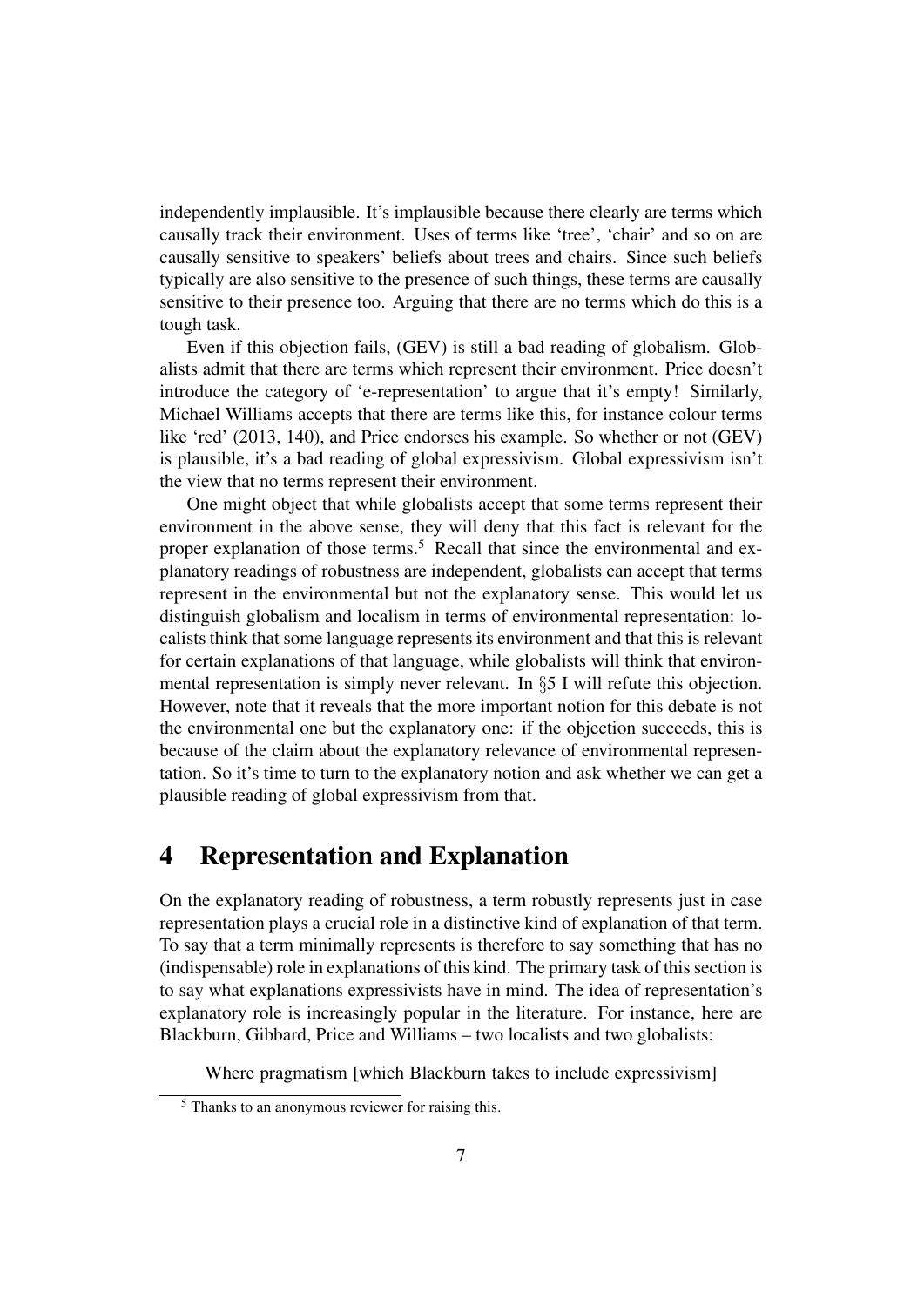independently implausible. It's implausible because there clearly are terms which causally track their environment. Uses of terms like 'tree', 'chair' and so on are causally sensitive to speakers' beliefs about trees and chairs. Since such beliefs typically are also sensitive to the presence of such things, these terms are causally sensitive to their presence too. Arguing that there are no terms which do this is a tough task.

Even if this objection fails, (GEV) is still a bad reading of globalism. Globalists admit that there are terms which represent their environment. Price doesn't introduce the category of 'e-representation' to argue that it's empty! Similarly, Michael Williams accepts that there are terms like this, for instance colour terms like 'red' (2013, 140), and Price endorses his example. So whether or not (GEV) is plausible, it's a bad reading of global expressivism. Global expressivism isn't the view that no terms represent their environment.

One might object that while globalists accept that some terms represent their environment in the above sense, they will deny that this fact is relevant for the proper explanation of those terms.[5] Recall that since the environmental and explanatory readings of robustness are independent, globalists can accept that terms represent in the environmental but not the explanatory sense. This would let us distinguish globalism and localism in terms of environmental representation: localists think that some language represents its environment and that this is relevant for certain explanations of that language, while globalists will think that environmental representation is simply never relevant. In §5 I will refute this objection. However, note that it reveals that the more important notion for this debate is not the environmental one but the explanatory one: if the objection succeeds, this is because of the claim about the explanatory relevance of environmental representation. So it's time to turn to the explanatory notion and ask whether we can get a plausible reading of global expressivism from that.

# 4 Representation and Explanation

On the explanatory reading of robustness, a term robustly represents just in case representation plays a crucial role in a distinctive kind of explanation of that term. To say that a term minimally represents is therefore to say something that has no (indispensable) role in explanations of this kind. The primary task of this section is to say what explanations expressivists have in mind. The idea of representation's explanatory role is increasingly popular in the literature. For instance, here are Blackburn, Gibbard, Price and Williams – two localists and two globalists:

> Where pragmatism [which Blackburn takes to include expressivism]

[5] Thanks to an anonymous reviewer for raising this.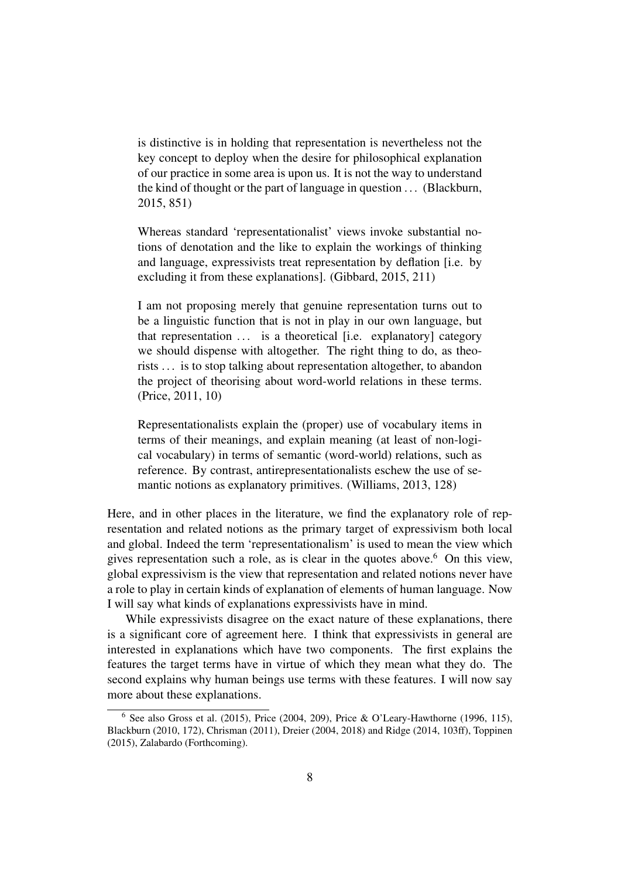> is distinctive is in holding that representation is nevertheless not the key concept to deploy when the desire for philosophical explanation of our practice in some area is upon us. It is not the way to understand the kind of thought or the part of language in question . . . (Blackburn, 2015, 851)

> Whereas standard 'representationalist' views invoke substantial notions of denotation and the like to explain the workings of thinking and language, expressivists treat representation by deflation [i.e. by excluding it from these explanations]. (Gibbard, 2015, 211)

> I am not proposing merely that genuine representation turns out to be a linguistic function that is not in play in our own language, but that representation . . . is a theoretical [i.e. explanatory] category we should dispense with altogether. The right thing to do, as theorists . . . is to stop talking about representation altogether, to abandon the project of theorising about word-world relations in these terms. (Price, 2011, 10)

> Representationalists explain the (proper) use of vocabulary items in terms of their meanings, and explain meaning (at least of non-logical vocabulary) in terms of semantic (word-world) relations, such as reference. By contrast, antirepresentationalists eschew the use of semantic notions as explanatory primitives. (Williams, 2013, 128)

Here, and in other places in the literature, we find the explanatory role of representation and related notions as the primary target of expressivism both local and global. Indeed the term 'representationalism' is used to mean the view which gives representation such a role, as is clear in the quotes above.[6] On this view, global expressivism is the view that representation and related notions never have a role to play in certain kinds of explanation of elements of human language. Now I will say what kinds of explanations expressivists have in mind.

While expressivists disagree on the exact nature of these explanations, there is a significant core of agreement here. I think that expressivists in general are interested in explanations which have two components. The first explains the features the target terms have in virtue of which they mean what they do. The second explains why human beings use terms with these features. I will now say more about these explanations.

[6] See also Gross et al. (2015), Price (2004, 209), Price & O'Leary-Hawthorne (1996, 115), Blackburn (2010, 172), Chrisman (2011), Dreier (2004, 2018) and Ridge (2014, 103ff), Toppinen (2015), Zalabardo (Forthcoming).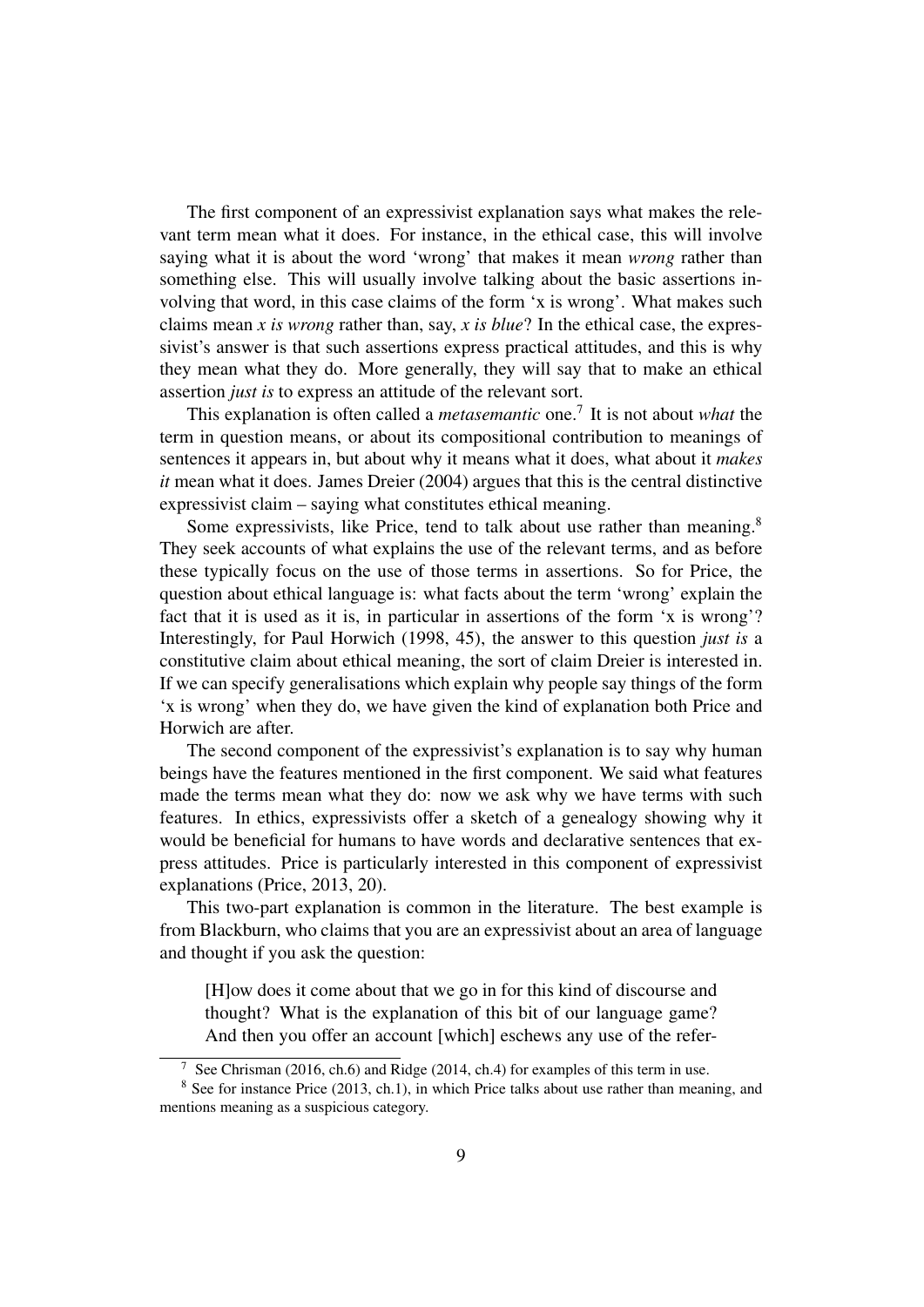The first component of an expressivist explanation says what makes the relevant term mean what it does. For instance, in the ethical case, this will involve saying what it is about the word 'wrong' that makes it mean *wrong* rather than something else. This will usually involve talking about the basic assertions involving that word, in this case claims of the form 'x is wrong'. What makes such claims mean *x is wrong* rather than, say, *x is blue*? In the ethical case, the expressivist's answer is that such assertions express practical attitudes, and this is why they mean what they do. More generally, they will say that to make an ethical assertion *just is* to express an attitude of the relevant sort.

This explanation is often called a *metasemantic* one.[7] It is not about *what* the term in question means, or about its compositional contribution to meanings of sentences it appears in, but about why it means what it does, what about it *makes it* mean what it does. James Dreier (2004) argues that this is the central distinctive expressivist claim – saying what constitutes ethical meaning.

Some expressivists, like Price, tend to talk about use rather than meaning.[8] They seek accounts of what explains the use of the relevant terms, and as before these typically focus on the use of those terms in assertions. So for Price, the question about ethical language is: what facts about the term 'wrong' explain the fact that it is used as it is, in particular in assertions of the form 'x is wrong'? Interestingly, for Paul Horwich (1998, 45), the answer to this question *just is* a constitutive claim about ethical meaning, the sort of claim Dreier is interested in. If we can specify generalisations which explain why people say things of the form 'x is wrong' when they do, we have given the kind of explanation both Price and Horwich are after.

The second component of the expressivist's explanation is to say why human beings have the features mentioned in the first component. We said what features made the terms mean what they do: now we ask why we have terms with such features. In ethics, expressivists offer a sketch of a genealogy showing why it would be beneficial for humans to have words and declarative sentences that express attitudes. Price is particularly interested in this component of expressivist explanations (Price, 2013, 20).

This two-part explanation is common in the literature. The best example is from Blackburn, who claims that you are an expressivist about an area of language and thought if you ask the question:

> [H]ow does it come about that we go in for this kind of discourse and thought? What is the explanation of this bit of our language game? And then you offer an account [which] eschews any use of the refer-

[7] See Chrisman (2016, ch.6) and Ridge (2014, ch.4) for examples of this term in use.

[8] See for instance Price (2013, ch.1), in which Price talks about use rather than meaning, and mentions meaning as a suspicious category.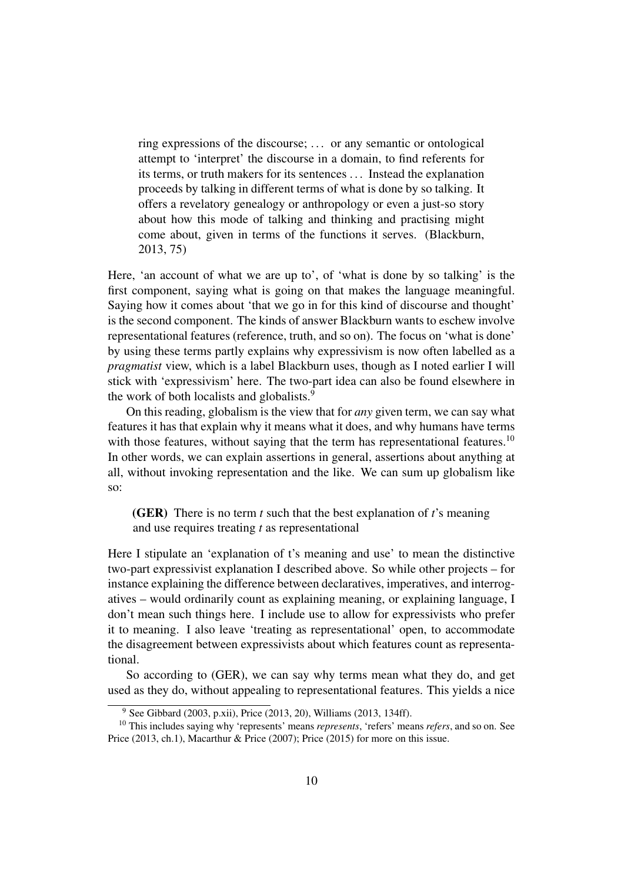> ring expressions of the discourse; ... or any semantic or ontological attempt to 'interpret' the discourse in a domain, to find referents for its terms, or truth makers for its sentences ... Instead the explanation proceeds by talking in different terms of what is done by so talking. It offers a revelatory genealogy or anthropology or even a just-so story about how this mode of talking and thinking and practising might come about, given in terms of the functions it serves. (Blackburn, 2013, 75)

Here, 'an account of what we are up to', of 'what is done by so talking' is the first component, saying what is going on that makes the language meaningful. Saying how it comes about 'that we go in for this kind of discourse and thought' is the second component. The kinds of answer Blackburn wants to eschew involve representational features (reference, truth, and so on). The focus on 'what is done' by using these terms partly explains why expressivism is now often labelled as a *pragmatist* view, which is a label Blackburn uses, though as I noted earlier I will stick with 'expressivism' here. The two-part idea can also be found elsewhere in the work of both localists and globalists.[9]

On this reading, globalism is the view that for *any* given term, we can say what features it has that explain why it means what it does, and why humans have terms with those features, without saying that the term has representational features.[10] In other words, we can explain assertions in general, assertions about anything at all, without invoking representation and the like. We can sum up globalism like so:

> **(GER)** There is no term *t* such that the best explanation of *t*'s meaning and use requires treating *t* as representational

Here I stipulate an 'explanation of t's meaning and use' to mean the distinctive two-part expressivist explanation I described above. So while other projects – for instance explaining the difference between declaratives, imperatives, and interrogatives – would ordinarily count as explaining meaning, or explaining language, I don't mean such things here. I include use to allow for expressivists who prefer it to meaning. I also leave 'treating as representational' open, to accommodate the disagreement between expressivists about which features count as representational.

So according to (GER), we can say why terms mean what they do, and get used as they do, without appealing to representational features. This yields a nice

[9] See Gibbard (2003, p.xii), Price (2013, 20), Williams (2013, 134ff).

[10] This includes saying why 'represents' means *represents*, 'refers' means *refers*, and so on. See Price (2013, ch.1), Macarthur & Price (2007); Price (2015) for more on this issue.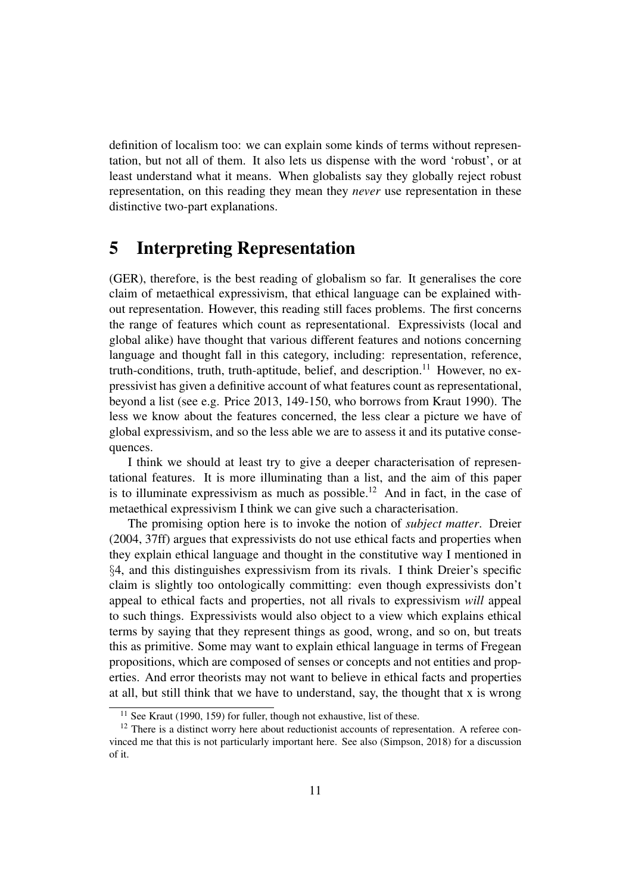definition of localism too: we can explain some kinds of terms without representation, but not all of them. It also lets us dispense with the word 'robust', or at least understand what it means. When globalists say they globally reject robust representation, on this reading they mean they *never* use representation in these distinctive two-part explanations.

# 5 Interpreting Representation

(GER), therefore, is the best reading of globalism so far. It generalises the core claim of metaethical expressivism, that ethical language can be explained without representation. However, this reading still faces problems. The first concerns the range of features which count as representational. Expressivists (local and global alike) have thought that various different features and notions concerning language and thought fall in this category, including: representation, reference, truth-conditions, truth, truth-aptitude, belief, and description.[11] However, no expressivist has given a definitive account of what features count as representational, beyond a list (see e.g. Price 2013, 149-150, who borrows from Kraut 1990). The less we know about the features concerned, the less clear a picture we have of global expressivism, and so the less able we are to assess it and its putative consequences.

I think we should at least try to give a deeper characterisation of representational features. It is more illuminating than a list, and the aim of this paper is to illuminate expressivism as much as possible.[12] And in fact, in the case of metaethical expressivism I think we can give such a characterisation.

The promising option here is to invoke the notion of *subject matter*. Dreier (2004, 37ff) argues that expressivists do not use ethical facts and properties when they explain ethical language and thought in the constitutive way I mentioned in §4, and this distinguishes expressivism from its rivals. I think Dreier's specific claim is slightly too ontologically committing: even though expressivists don't appeal to ethical facts and properties, not all rivals to expressivism *will* appeal to such things. Expressivists would also object to a view which explains ethical terms by saying that they represent things as good, wrong, and so on, but treats this as primitive. Some may want to explain ethical language in terms of Fregean propositions, which are composed of senses or concepts and not entities and properties. And error theorists may not want to believe in ethical facts and properties at all, but still think that we have to understand, say, the thought that x is wrong

[11] See Kraut (1990, 159) for fuller, though not exhaustive, list of these.

[12] There is a distinct worry here about reductionist accounts of representation. A referee convinced me that this is not particularly important here. See also (Simpson, 2018) for a discussion of it.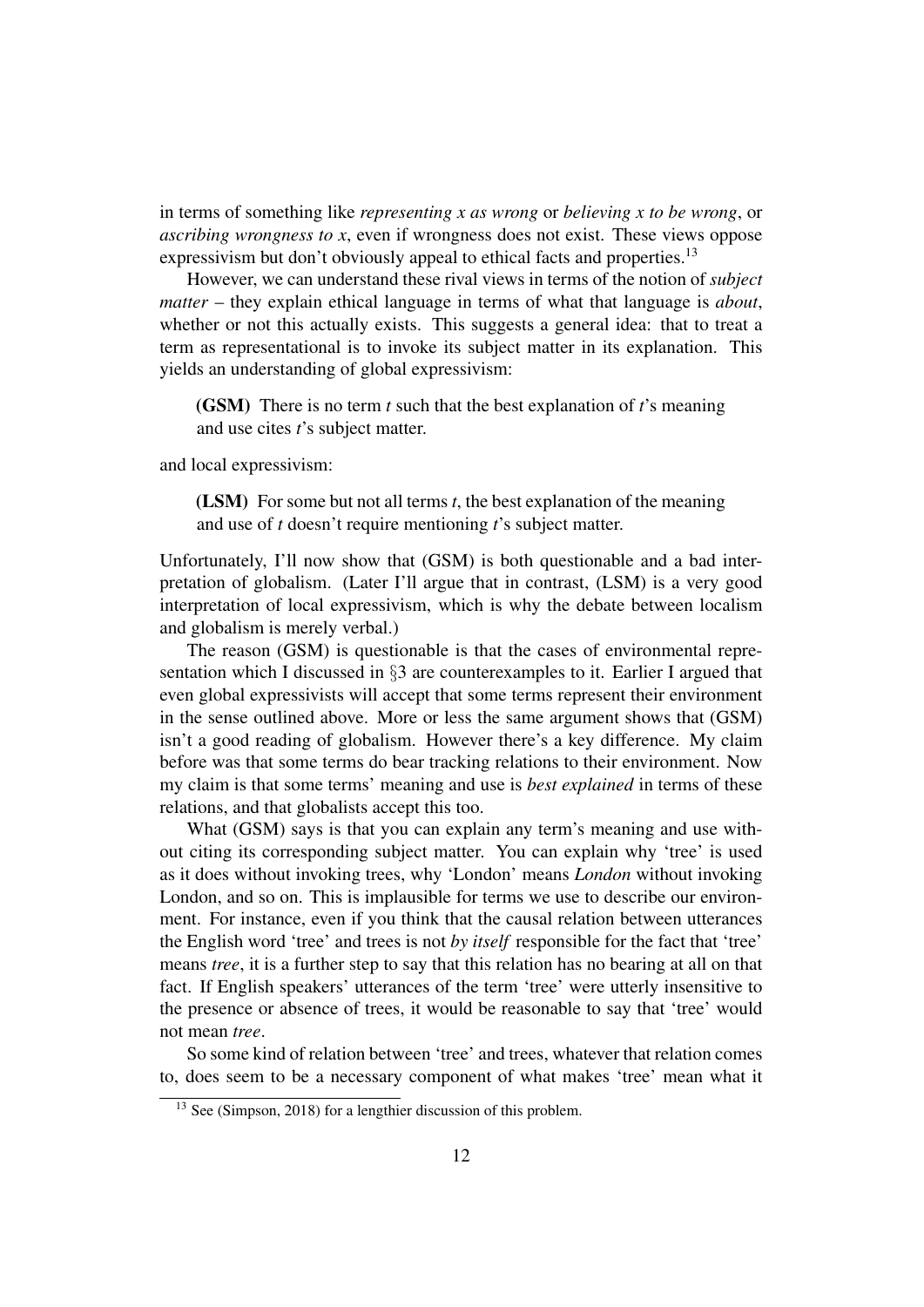in terms of something like *representing x as wrong* or *believing x to be wrong*, or *ascribing wrongness to x*, even if wrongness does not exist. These views oppose expressivism but don't obviously appeal to ethical facts and properties.[13]

However, we can understand these rival views in terms of the notion of *subject matter* – they explain ethical language in terms of what that language is *about*, whether or not this actually exists. This suggests a general idea: that to treat a term as representational is to invoke its subject matter in its explanation. This yields an understanding of global expressivism:

> **(GSM)** There is no term *t* such that the best explanation of *t*'s meaning and use cites *t*'s subject matter.

and local expressivism:

> **(LSM)** For some but not all terms *t*, the best explanation of the meaning and use of *t* doesn't require mentioning *t*'s subject matter.

Unfortunately, I'll now show that (GSM) is both questionable and a bad interpretation of globalism. (Later I'll argue that in contrast, (LSM) is a very good interpretation of local expressivism, which is why the debate between localism and globalism is merely verbal.)

The reason (GSM) is questionable is that the cases of environmental representation which I discussed in §3 are counterexamples to it. Earlier I argued that even global expressivists will accept that some terms represent their environment in the sense outlined above. More or less the same argument shows that (GSM) isn't a good reading of globalism. However there's a key difference. My claim before was that some terms do bear tracking relations to their environment. Now my claim is that some terms' meaning and use is *best explained* in terms of these relations, and that globalists accept this too.

What (GSM) says is that you can explain any term's meaning and use without citing its corresponding subject matter. You can explain why 'tree' is used as it does without invoking trees, why 'London' means *London* without invoking London, and so on. This is implausible for terms we use to describe our environment. For instance, even if you think that the causal relation between utterances the English word 'tree' and trees is not *by itself* responsible for the fact that 'tree' means *tree*, it is a further step to say that this relation has no bearing at all on that fact. If English speakers' utterances of the term 'tree' were utterly insensitive to the presence or absence of trees, it would be reasonable to say that 'tree' would not mean *tree*.

So some kind of relation between 'tree' and trees, whatever that relation comes to, does seem to be a necessary component of what makes 'tree' mean what it

---

[13] See (Simpson, 2018) for a lengthier discussion of this problem.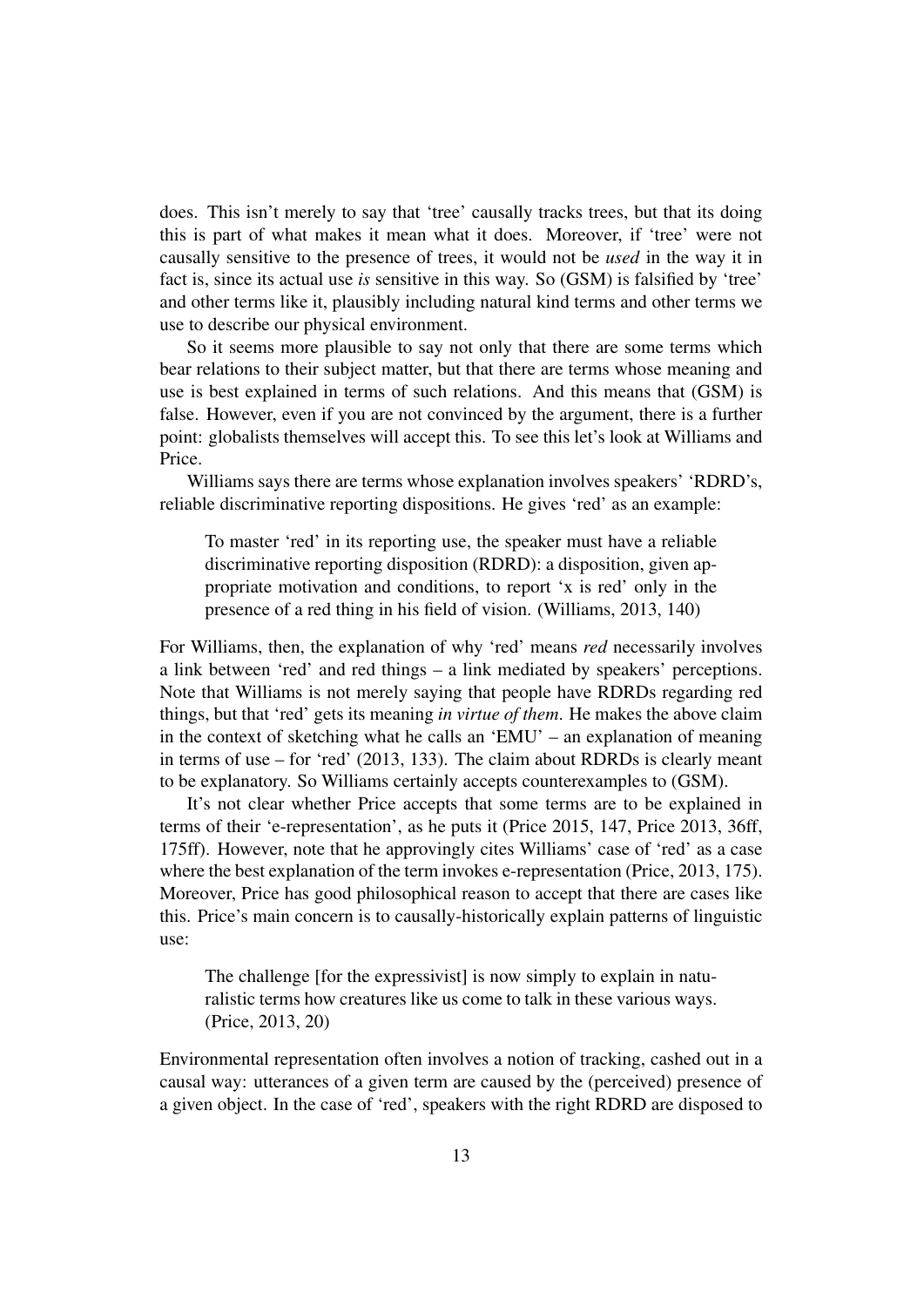does. This isn't merely to say that 'tree' causally tracks trees, but that its doing this is part of what makes it mean what it does. Moreover, if 'tree' were not causally sensitive to the presence of trees, it would not be *used* in the way it in fact is, since its actual use *is* sensitive in this way. So (GSM) is falsified by 'tree' and other terms like it, plausibly including natural kind terms and other terms we use to describe our physical environment.

So it seems more plausible to say not only that there are some terms which bear relations to their subject matter, but that there are terms whose meaning and use is best explained in terms of such relations. And this means that (GSM) is false. However, even if you are not convinced by the argument, there is a further point: globalists themselves will accept this. To see this let's look at Williams and Price.

Williams says there are terms whose explanation involves speakers' 'RDRD's, reliable discriminative reporting dispositions. He gives 'red' as an example:

> To master 'red' in its reporting use, the speaker must have a reliable discriminative reporting disposition (RDRD): a disposition, given appropriate motivation and conditions, to report 'x is red' only in the presence of a red thing in his field of vision. (Williams, 2013, 140)

For Williams, then, the explanation of why 'red' means *red* necessarily involves a link between 'red' and red things – a link mediated by speakers' perceptions. Note that Williams is not merely saying that people have RDRDs regarding red things, but that 'red' gets its meaning *in virtue of them*. He makes the above claim in the context of sketching what he calls an 'EMU' – an explanation of meaning in terms of use – for 'red' (2013, 133). The claim about RDRDs is clearly meant to be explanatory. So Williams certainly accepts counterexamples to (GSM).

It's not clear whether Price accepts that some terms are to be explained in terms of their 'e-representation', as he puts it (Price 2015, 147, Price 2013, 36ff, 175ff). However, note that he approvingly cites Williams' case of 'red' as a case where the best explanation of the term invokes e-representation (Price, 2013, 175). Moreover, Price has good philosophical reason to accept that there are cases like this. Price's main concern is to causally-historically explain patterns of linguistic use:

> The challenge [for the expressivist] is now simply to explain in naturalistic terms how creatures like us come to talk in these various ways. (Price, 2013, 20)

Environmental representation often involves a notion of tracking, cashed out in a causal way: utterances of a given term are caused by the (perceived) presence of a given object. In the case of 'red', speakers with the right RDRD are disposed to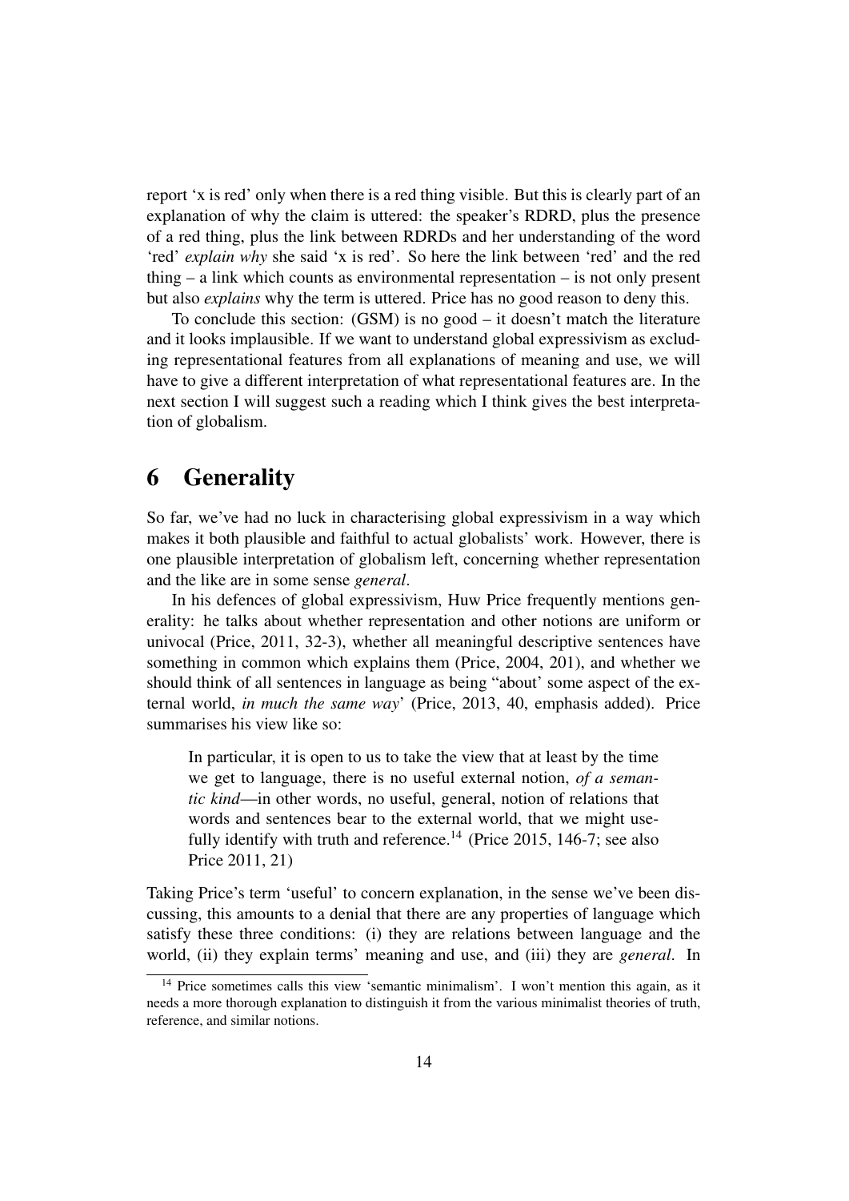report 'x is red' only when there is a red thing visible. But this is clearly part of an explanation of why the claim is uttered: the speaker's RDRD, plus the presence of a red thing, plus the link between RDRDs and her understanding of the word 'red' *explain why* she said 'x is red'. So here the link between 'red' and the red thing – a link which counts as environmental representation – is not only present but also *explains* why the term is uttered. Price has no good reason to deny this.

To conclude this section: (GSM) is no good – it doesn't match the literature and it looks implausible. If we want to understand global expressivism as excluding representational features from all explanations of meaning and use, we will have to give a different interpretation of what representational features are. In the next section I will suggest such a reading which I think gives the best interpretation of globalism.

# 6 Generality

So far, we've had no luck in characterising global expressivism in a way which makes it both plausible and faithful to actual globalists' work. However, there is one plausible interpretation of globalism left, concerning whether representation and the like are in some sense *general*.

In his defences of global expressivism, Huw Price frequently mentions generality: he talks about whether representation and other notions are uniform or univocal (Price, 2011, 32-3), whether all meaningful descriptive sentences have something in common which explains them (Price, 2004, 201), and whether we should think of all sentences in language as being "about' some aspect of the external world, *in much the same way*' (Price, 2013, 40, emphasis added). Price summarises his view like so:

> In particular, it is open to us to take the view that at least by the time we get to language, there is no useful external notion, *of a semantic kind*—in other words, no useful, general, notion of relations that words and sentences bear to the external world, that we might usefully identify with truth and reference.[14] (Price 2015, 146-7; see also Price 2011, 21)

Taking Price's term 'useful' to concern explanation, in the sense we've been discussing, this amounts to a denial that there are any properties of language which satisfy these three conditions: (i) they are relations between language and the world, (ii) they explain terms' meaning and use, and (iii) they are *general*. In

[14] Price sometimes calls this view 'semantic minimalism'. I won't mention this again, as it needs a more thorough explanation to distinguish it from the various minimalist theories of truth, reference, and similar notions.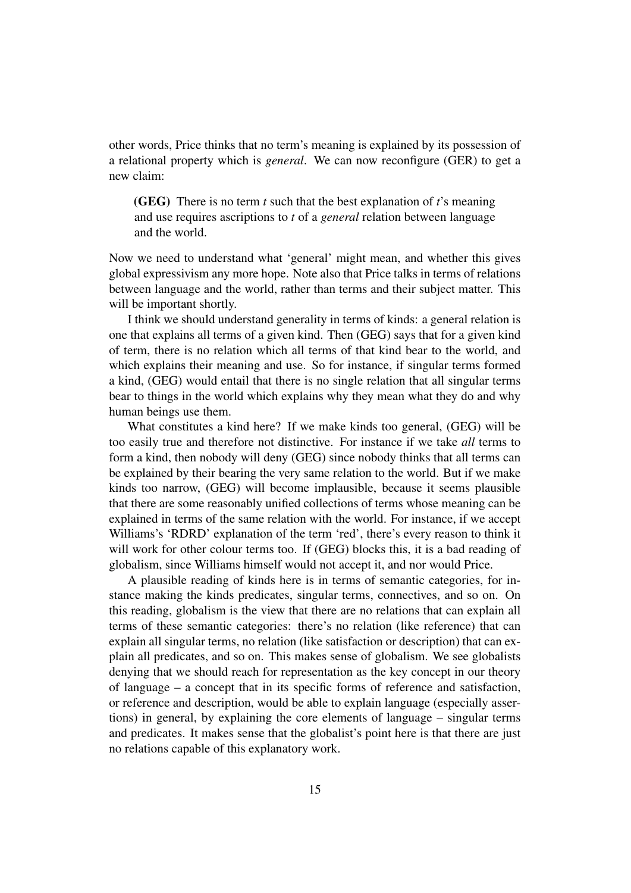other words, Price thinks that no term's meaning is explained by its possession of a relational property which is *general*. We can now reconfigure (GER) to get a new claim:

> **(GEG)** There is no term *t* such that the best explanation of *t*'s meaning and use requires ascriptions to *t* of a *general* relation between language and the world.

Now we need to understand what 'general' might mean, and whether this gives global expressivism any more hope. Note also that Price talks in terms of relations between language and the world, rather than terms and their subject matter. This will be important shortly.

I think we should understand generality in terms of kinds: a general relation is one that explains all terms of a given kind. Then (GEG) says that for a given kind of term, there is no relation which all terms of that kind bear to the world, and which explains their meaning and use. So for instance, if singular terms formed a kind, (GEG) would entail that there is no single relation that all singular terms bear to things in the world which explains why they mean what they do and why human beings use them.

What constitutes a kind here? If we make kinds too general, (GEG) will be too easily true and therefore not distinctive. For instance if we take *all* terms to form a kind, then nobody will deny (GEG) since nobody thinks that all terms can be explained by their bearing the very same relation to the world. But if we make kinds too narrow, (GEG) will become implausible, because it seems plausible that there are some reasonably unified collections of terms whose meaning can be explained in terms of the same relation with the world. For instance, if we accept Williams's 'RDRD' explanation of the term 'red', there's every reason to think it will work for other colour terms too. If (GEG) blocks this, it is a bad reading of globalism, since Williams himself would not accept it, and nor would Price.

A plausible reading of kinds here is in terms of semantic categories, for instance making the kinds predicates, singular terms, connectives, and so on. On this reading, globalism is the view that there are no relations that can explain all terms of these semantic categories: there's no relation (like reference) that can explain all singular terms, no relation (like satisfaction or description) that can explain all predicates, and so on. This makes sense of globalism. We see globalists denying that we should reach for representation as the key concept in our theory of language – a concept that in its specific forms of reference and satisfaction, or reference and description, would be able to explain language (especially assertions) in general, by explaining the core elements of language – singular terms and predicates. It makes sense that the globalist's point here is that there are just no relations capable of this explanatory work.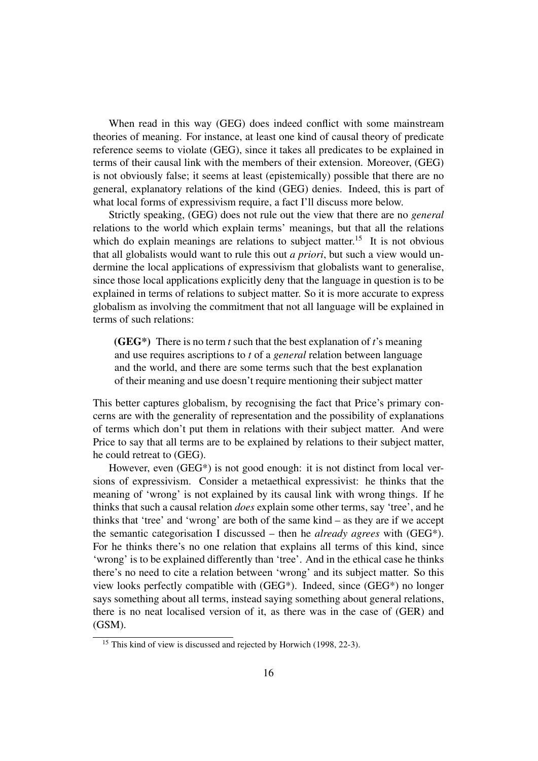When read in this way (GEG) does indeed conflict with some mainstream theories of meaning. For instance, at least one kind of causal theory of predicate reference seems to violate (GEG), since it takes all predicates to be explained in terms of their causal link with the members of their extension. Moreover, (GEG) is not obviously false; it seems at least (epistemically) possible that there are no general, explanatory relations of the kind (GEG) denies. Indeed, this is part of what local forms of expressivism require, a fact I'll discuss more below.

Strictly speaking, (GEG) does not rule out the view that there are no *general* relations to the world which explain terms' meanings, but that all the relations which do explain meanings are relations to subject matter.[15] It is not obvious that all globalists would want to rule this out *a priori*, but such a view would undermine the local applications of expressivism that globalists want to generalise, since those local applications explicitly deny that the language in question is to be explained in terms of relations to subject matter. So it is more accurate to express globalism as involving the commitment that not all language will be explained in terms of such relations:

> **(GEG\*)** There is no term *t* such that the best explanation of *t*'s meaning and use requires ascriptions to *t* of a *general* relation between language and the world, and there are some terms such that the best explanation of their meaning and use doesn't require mentioning their subject matter

This better captures globalism, by recognising the fact that Price's primary concerns are with the generality of representation and the possibility of explanations of terms which don't put them in relations with their subject matter. And were Price to say that all terms are to be explained by relations to their subject matter, he could retreat to (GEG).

However, even (GEG*) is not good enough: it is not distinct from local versions of expressivism. Consider a metaethical expressivist: he thinks that the meaning of 'wrong' is not explained by its causal link with wrong things. If he thinks that such a causal relation *does* explain some other terms, say 'tree', and he thinks that 'tree' and 'wrong' are both of the same kind – as they are if we accept the semantic categorisation I discussed – then he *already agrees* with (GEG*). For he thinks there's no one relation that explains all terms of this kind, since 'wrong' is to be explained differently than 'tree'. And in the ethical case he thinks there's no need to cite a relation between 'wrong' and its subject matter. So this view looks perfectly compatible with (GEG*). Indeed, since (GEG*) no longer says something about all terms, instead saying something about general relations, there is no neat localised version of it, as there was in the case of (GER) and (GSM).

[15] This kind of view is discussed and rejected by Horwich (1998, 22-3).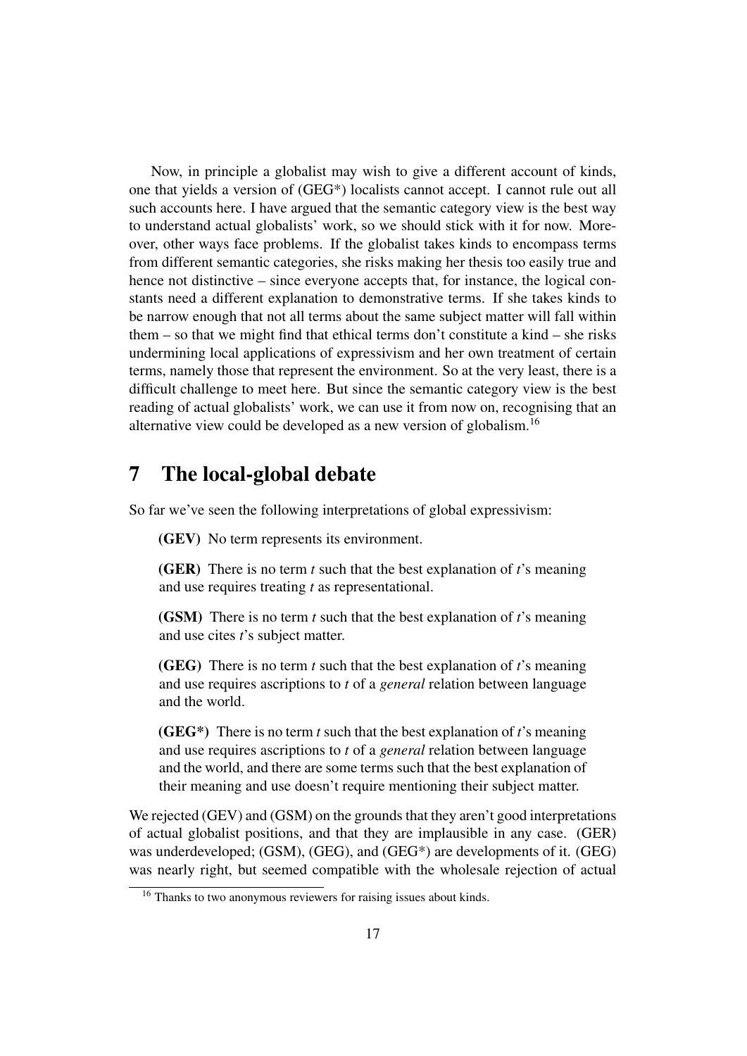Now, in principle a globalist may wish to give a different account of kinds, one that yields a version of (GEG*) localists cannot accept. I cannot rule out all such accounts here. I have argued that the semantic category view is the best way to understand actual globalists' work, so we should stick with it for now. Moreover, other ways face problems. If the globalist takes kinds to encompass terms from different semantic categories, she risks making her thesis too easily true and hence not distinctive – since everyone accepts that, for instance, the logical constants need a different explanation to demonstrative terms. If she takes kinds to be narrow enough that not all terms about the same subject matter will fall within them – so that we might find that ethical terms don't constitute a kind – she risks undermining local applications of expressivism and her own treatment of certain terms, namely those that represent the environment. So at the very least, there is a difficult challenge to meet here. But since the semantic category view is the best reading of actual globalists' work, we can use it from now on, recognising that an alternative view could be developed as a new version of globalism.[16]

# 7 The local-global debate

So far we've seen the following interpretations of global expressivism:

> **(GEV)** No term represents its environment.
>
> **(GER)** There is no term *t* such that the best explanation of *t*'s meaning and use requires treating *t* as representational.
>
> **(GSM)** There is no term *t* such that the best explanation of *t*'s meaning and use cites *t*'s subject matter.
>
> **(GEG)** There is no term *t* such that the best explanation of *t*'s meaning and use requires ascriptions to *t* of a *general* relation between language and the world.
>
> **(GEG\*)** There is no term *t* such that the best explanation of *t*'s meaning and use requires ascriptions to *t* of a *general* relation between language and the world, and there are some terms such that the best explanation of their meaning and use doesn't require mentioning their subject matter.

We rejected (GEV) and (GSM) on the grounds that they aren't good interpretations of actual globalist positions, and that they are implausible in any case. (GER) was underdeveloped; (GSM), (GEG), and (GEG*) are developments of it. (GEG) was nearly right, but seemed compatible with the wholesale rejection of actual

[16] Thanks to two anonymous reviewers for raising issues about kinds.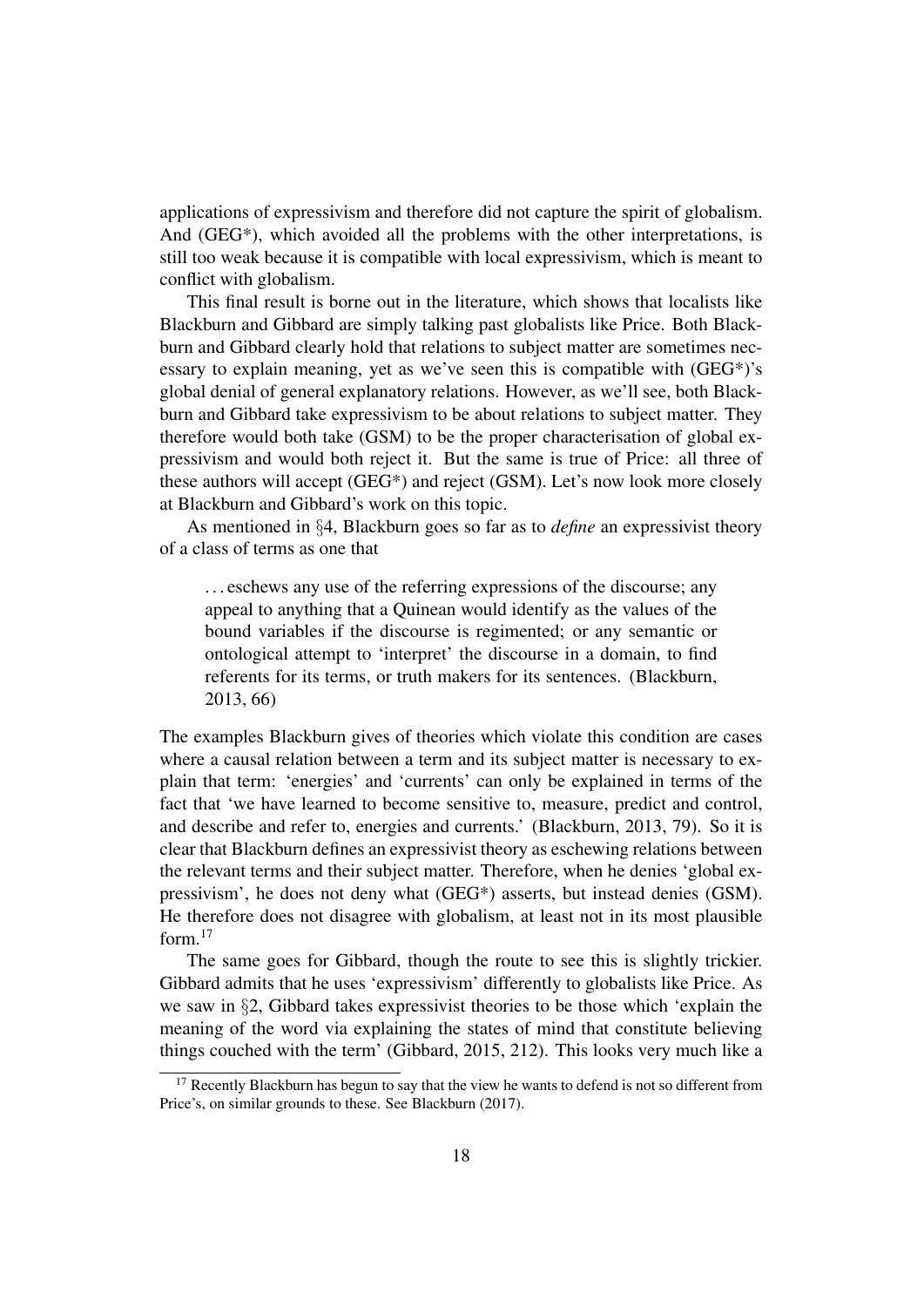applications of expressivism and therefore did not capture the spirit of globalism. And (GEG*), which avoided all the problems with the other interpretations, is still too weak because it is compatible with local expressivism, which is meant to conflict with globalism.

This final result is borne out in the literature, which shows that localists like Blackburn and Gibbard are simply talking past globalists like Price. Both Blackburn and Gibbard clearly hold that relations to subject matter are sometimes necessary to explain meaning, yet as we've seen this is compatible with (GEG*)'s global denial of general explanatory relations. However, as we'll see, both Blackburn and Gibbard take expressivism to be about relations to subject matter. They therefore would both take (GSM) to be the proper characterisation of global expressivism and would both reject it. But the same is true of Price: all three of these authors will accept (GEG*) and reject (GSM). Let's now look more closely at Blackburn and Gibbard's work on this topic.

As mentioned in §4, Blackburn goes so far as to *define* an expressivist theory of a class of terms as one that

> ...eschews any use of the referring expressions of the discourse; any appeal to anything that a Quinean would identify as the values of the bound variables if the discourse is regimented; or any semantic or ontological attempt to 'interpret' the discourse in a domain, to find referents for its terms, or truth makers for its sentences. (Blackburn, 2013, 66)

The examples Blackburn gives of theories which violate this condition are cases where a causal relation between a term and its subject matter is necessary to explain that term: 'energies' and 'currents' can only be explained in terms of the fact that 'we have learned to become sensitive to, measure, predict and control, and describe and refer to, energies and currents.' (Blackburn, 2013, 79). So it is clear that Blackburn defines an expressivist theory as eschewing relations between the relevant terms and their subject matter. Therefore, when he denies 'global expressivism', he does not deny what (GEG*) asserts, but instead denies (GSM). He therefore does not disagree with globalism, at least not in its most plausible form.[17]

The same goes for Gibbard, though the route to see this is slightly trickier. Gibbard admits that he uses 'expressivism' differently to globalists like Price. As we saw in §2, Gibbard takes expressivist theories to be those which 'explain the meaning of the word via explaining the states of mind that constitute believing things couched with the term' (Gibbard, 2015, 212). This looks very much like a

[17] Recently Blackburn has begun to say that the view he wants to defend is not so different from Price's, on similar grounds to these. See Blackburn (2017).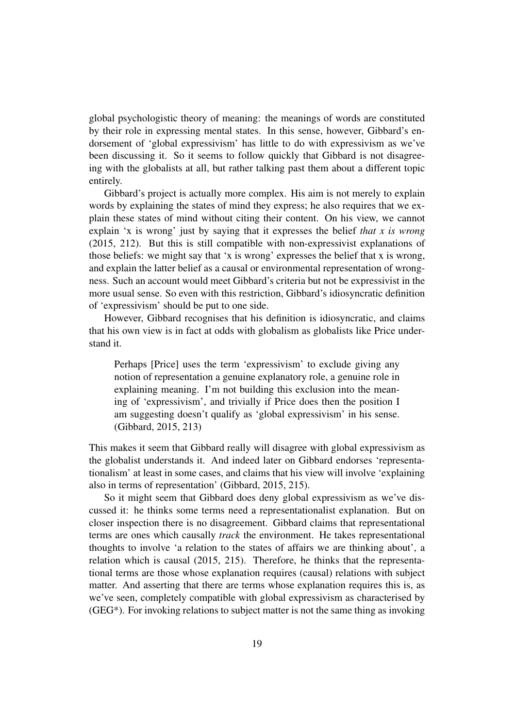global psychologistic theory of meaning: the meanings of words are constituted by their role in expressing mental states. In this sense, however, Gibbard's endorsement of 'global expressivism' has little to do with expressivism as we've been discussing it. So it seems to follow quickly that Gibbard is not disagreeing with the globalists at all, but rather talking past them about a different topic entirely.

Gibbard's project is actually more complex. His aim is not merely to explain words by explaining the states of mind they express; he also requires that we explain these states of mind without citing their content. On his view, we cannot explain 'x is wrong' just by saying that it expresses the belief *that x is wrong* (2015, 212). But this is still compatible with non-expressivist explanations of those beliefs: we might say that 'x is wrong' expresses the belief that x is wrong, and explain the latter belief as a causal or environmental representation of wrongness. Such an account would meet Gibbard's criteria but not be expressivist in the more usual sense. So even with this restriction, Gibbard's idiosyncratic definition of 'expressivism' should be put to one side.

However, Gibbard recognises that his definition is idiosyncratic, and claims that his own view is in fact at odds with globalism as globalists like Price understand it.

> Perhaps [Price] uses the term 'expressivism' to exclude giving any notion of representation a genuine explanatory role, a genuine role in explaining meaning. I'm not building this exclusion into the meaning of 'expressivism', and trivially if Price does then the position I am suggesting doesn't qualify as 'global expressivism' in his sense. (Gibbard, 2015, 213)

This makes it seem that Gibbard really will disagree with global expressivism as the globalist understands it. And indeed later on Gibbard endorses 'representationalism' at least in some cases, and claims that his view will involve 'explaining also in terms of representation' (Gibbard, 2015, 215).

So it might seem that Gibbard does deny global expressivism as we've discussed it: he thinks some terms need a representationalist explanation. But on closer inspection there is no disagreement. Gibbard claims that representational terms are ones which causally *track* the environment. He takes representational thoughts to involve 'a relation to the states of affairs we are thinking about', a relation which is causal (2015, 215). Therefore, he thinks that the representational terms are those whose explanation requires (causal) relations with subject matter. And asserting that there are terms whose explanation requires this is, as we've seen, completely compatible with global expressivism as characterised by (GEG*). For invoking relations to subject matter is not the same thing as invoking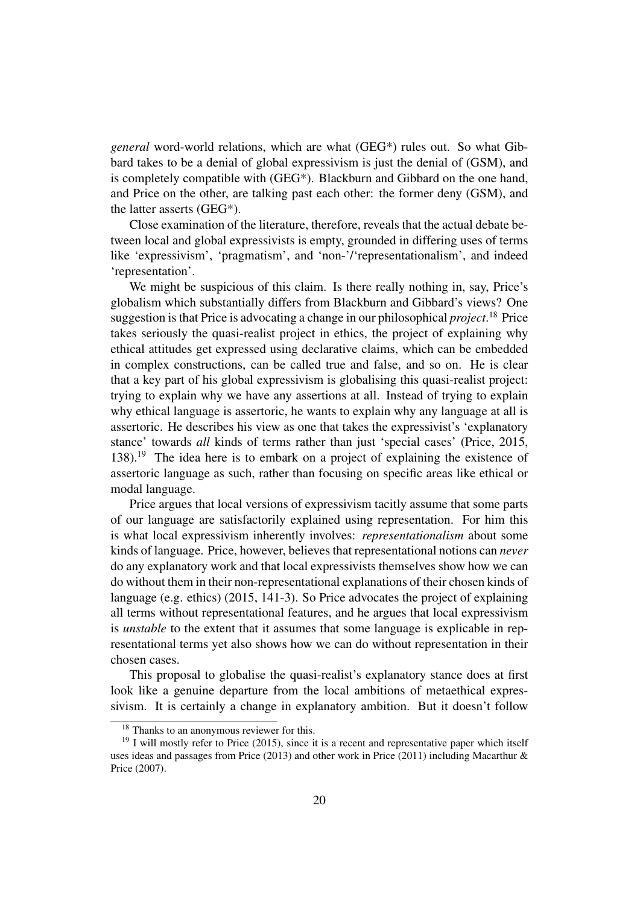*general* word-world relations, which are what (GEG*) rules out. So what Gibbard takes to be a denial of global expressivism is just the denial of (GSM), and is completely compatible with (GEG*). Blackburn and Gibbard on the one hand, and Price on the other, are talking past each other: the former deny (GSM), and the latter asserts (GEG*).

Close examination of the literature, therefore, reveals that the actual debate between local and global expressivists is empty, grounded in differing uses of terms like 'expressivism', 'pragmatism', and 'non-'/'representationalism', and indeed 'representation'.

We might be suspicious of this claim. Is there really nothing in, say, Price's globalism which substantially differs from Blackburn and Gibbard's views? One suggestion is that Price is advocating a change in our philosophical *project*.[18] Price takes seriously the quasi-realist project in ethics, the project of explaining why ethical attitudes get expressed using declarative claims, which can be embedded in complex constructions, can be called true and false, and so on. He is clear that a key part of his global expressivism is globalising this quasi-realist project: trying to explain why we have any assertions at all. Instead of trying to explain why ethical language is assertoric, he wants to explain why any language at all is assertoric. He describes his view as one that takes the expressivist's 'explanatory stance' towards *all* kinds of terms rather than just 'special cases' (Price, 2015, 138).[19] The idea here is to embark on a project of explaining the existence of assertoric language as such, rather than focusing on specific areas like ethical or modal language.

Price argues that local versions of expressivism tacitly assume that some parts of our language are satisfactorily explained using representation. For him this is what local expressivism inherently involves: *representationalism* about some kinds of language. Price, however, believes that representational notions can *never* do any explanatory work and that local expressivists themselves show how we can do without them in their non-representational explanations of their chosen kinds of language (e.g. ethics) (2015, 141-3). So Price advocates the project of explaining all terms without representational features, and he argues that local expressivism is *unstable* to the extent that it assumes that some language is explicable in representational terms yet also shows how we can do without representation in their chosen cases.

This proposal to globalise the quasi-realist's explanatory stance does at first look like a genuine departure from the local ambitions of metaethical expressivism. It is certainly a change in explanatory ambition. But it doesn't follow

[18] Thanks to an anonymous reviewer for this.

[19] I will mostly refer to Price (2015), since it is a recent and representative paper which itself uses ideas and passages from Price (2013) and other work in Price (2011) including Macarthur & Price (2007).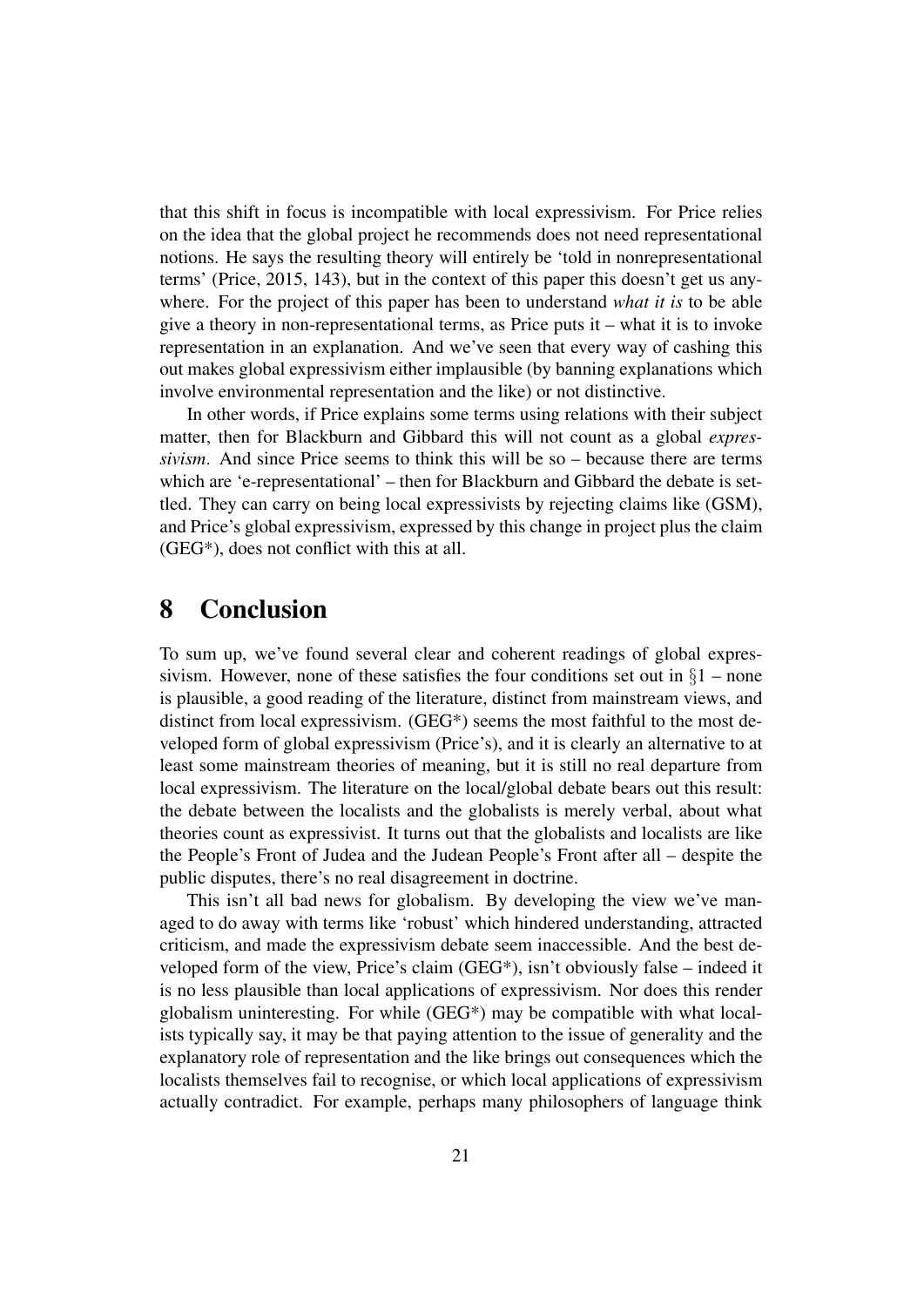that this shift in focus is incompatible with local expressivism. For Price relies on the idea that the global project he recommends does not need representational notions. He says the resulting theory will entirely be 'told in nonrepresentational terms' (Price, 2015, 143), but in the context of this paper this doesn't get us anywhere. For the project of this paper has been to understand *what it is* to be able give a theory in non-representational terms, as Price puts it – what it is to invoke representation in an explanation. And we've seen that every way of cashing this out makes global expressivism either implausible (by banning explanations which involve environmental representation and the like) or not distinctive.

In other words, if Price explains some terms using relations with their subject matter, then for Blackburn and Gibbard this will not count as a global *expressivism*. And since Price seems to think this will be so – because there are terms which are 'e-representational' – then for Blackburn and Gibbard the debate is settled. They can carry on being local expressivists by rejecting claims like (GSM), and Price's global expressivism, expressed by this change in project plus the claim (GEG*), does not conflict with this at all.

# 8 Conclusion

To sum up, we've found several clear and coherent readings of global expressivism. However, none of these satisfies the four conditions set out in §1 – none is plausible, a good reading of the literature, distinct from mainstream views, and distinct from local expressivism. (GEG*) seems the most faithful to the most developed form of global expressivism (Price's), and it is clearly an alternative to at least some mainstream theories of meaning, but it is still no real departure from local expressivism. The literature on the local/global debate bears out this result: the debate between the localists and the globalists is merely verbal, about what theories count as expressivist. It turns out that the globalists and localists are like the People's Front of Judea and the Judean People's Front after all – despite the public disputes, there's no real disagreement in doctrine.

This isn't all bad news for globalism. By developing the view we've managed to do away with terms like 'robust' which hindered understanding, attracted criticism, and made the expressivism debate seem inaccessible. And the best developed form of the view, Price's claim (GEG*), isn't obviously false – indeed it is no less plausible than local applications of expressivism. Nor does this render globalism uninteresting. For while (GEG*) may be compatible with what localists typically say, it may be that paying attention to the issue of generality and the explanatory role of representation and the like brings out consequences which the localists themselves fail to recognise, or which local applications of expressivism actually contradict. For example, perhaps many philosophers of language think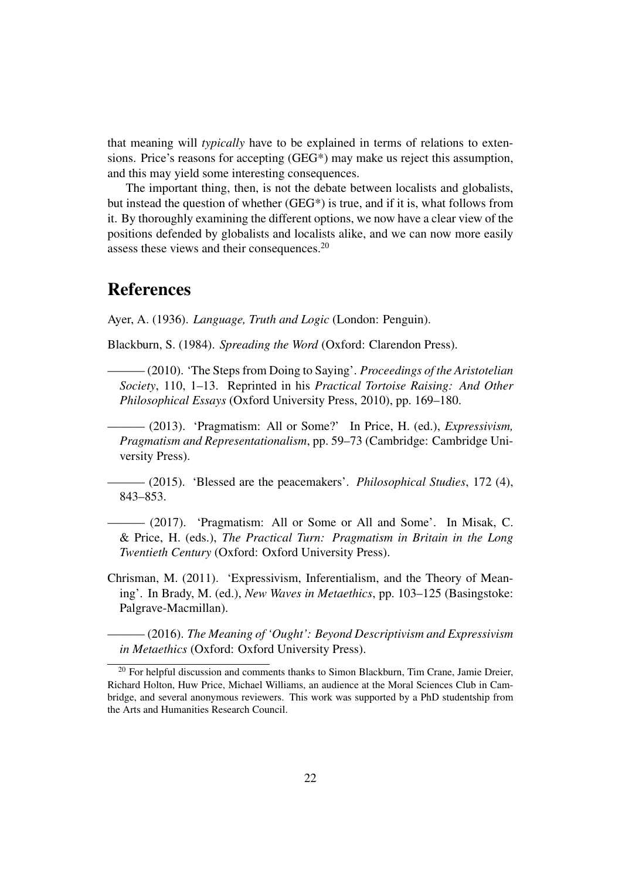that meaning will *typically* have to be explained in terms of relations to extensions. Price's reasons for accepting (GEG*) may make us reject this assumption, and this may yield some interesting consequences.

The important thing, then, is not the debate between localists and globalists, but instead the question of whether (GEG*) is true, and if it is, what follows from it. By thoroughly examining the different options, we now have a clear view of the positions defended by globalists and localists alike, and we can now more easily assess these views and their consequences.[20]

## References

Ayer, A. (1936). *Language, Truth and Logic* (London: Penguin).

Blackburn, S. (1984). *Spreading the Word* (Oxford: Clarendon Press).

——— (2010). 'The Steps from Doing to Saying'. *Proceedings of the Aristotelian Society*, 110, 1–13. Reprinted in his *Practical Tortoise Raising: And Other Philosophical Essays* (Oxford University Press, 2010), pp. 169–180.

——— (2013). 'Pragmatism: All or Some?' In Price, H. (ed.), *Expressivism, Pragmatism and Representationalism*, pp. 59–73 (Cambridge: Cambridge University Press).

——— (2015). 'Blessed are the peacemakers'. *Philosophical Studies*, 172 (4), 843–853.

——— (2017). 'Pragmatism: All or Some or All and Some'. In Misak, C. & Price, H. (eds.), *The Practical Turn: Pragmatism in Britain in the Long Twentieth Century* (Oxford: Oxford University Press).

Chrisman, M. (2011). 'Expressivism, Inferentialism, and the Theory of Meaning'. In Brady, M. (ed.), *New Waves in Metaethics*, pp. 103–125 (Basingstoke: Palgrave-Macmillan).

——— (2016). *The Meaning of 'Ought': Beyond Descriptivism and Expressivism in Metaethics* (Oxford: Oxford University Press).

[20] For helpful discussion and comments thanks to Simon Blackburn, Tim Crane, Jamie Dreier, Richard Holton, Huw Price, Michael Williams, an audience at the Moral Sciences Club in Cambridge, and several anonymous reviewers. This work was supported by a PhD studentship from the Arts and Humanities Research Council.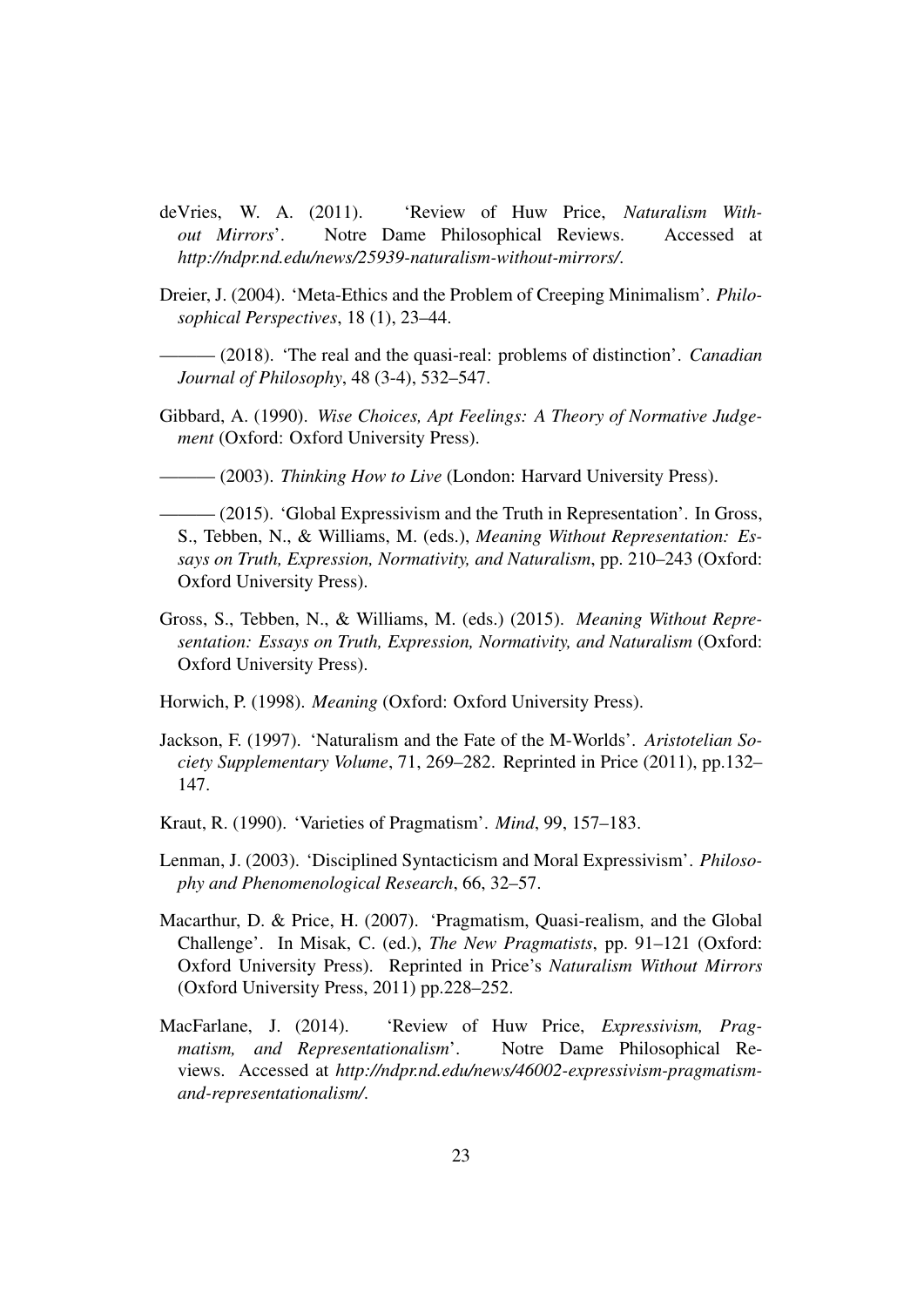deVries, W. A. (2011). 'Review of Huw Price, *Naturalism Without Mirrors*'. Notre Dame Philosophical Reviews. Accessed at *http://ndpr.nd.edu/news/25939-naturalism-without-mirrors/*.

Dreier, J. (2004). 'Meta-Ethics and the Problem of Creeping Minimalism'. *Philosophical Perspectives*, 18 (1), 23–44.

——— (2018). 'The real and the quasi-real: problems of distinction'. *Canadian Journal of Philosophy*, 48 (3-4), 532–547.

Gibbard, A. (1990). *Wise Choices, Apt Feelings: A Theory of Normative Judgement* (Oxford: Oxford University Press).

——— (2003). *Thinking How to Live* (London: Harvard University Press).

——— (2015). 'Global Expressivism and the Truth in Representation'. In Gross, S., Tebben, N., & Williams, M. (eds.), *Meaning Without Representation: Essays on Truth, Expression, Normativity, and Naturalism*, pp. 210–243 (Oxford: Oxford University Press).

Gross, S., Tebben, N., & Williams, M. (eds.) (2015). *Meaning Without Representation: Essays on Truth, Expression, Normativity, and Naturalism* (Oxford: Oxford University Press).

Horwich, P. (1998). *Meaning* (Oxford: Oxford University Press).

Jackson, F. (1997). 'Naturalism and the Fate of the M-Worlds'. *Aristotelian Society Supplementary Volume*, 71, 269–282. Reprinted in Price (2011), pp.132–147.

Kraut, R. (1990). 'Varieties of Pragmatism'. *Mind*, 99, 157–183.

Lenman, J. (2003). 'Disciplined Syntacticism and Moral Expressivism'. *Philosophy and Phenomenological Research*, 66, 32–57.

Macarthur, D. & Price, H. (2007). 'Pragmatism, Quasi-realism, and the Global Challenge'. In Misak, C. (ed.), *The New Pragmatists*, pp. 91–121 (Oxford: Oxford University Press). Reprinted in Price's *Naturalism Without Mirrors* (Oxford University Press, 2011) pp.228–252.

MacFarlane, J. (2014). 'Review of Huw Price, *Expressivism, Pragmatism, and Representationalism*'. Notre Dame Philosophical Reviews. Accessed at *http://ndpr.nd.edu/news/46002-expressivism-pragmatism-and-representationalism/*.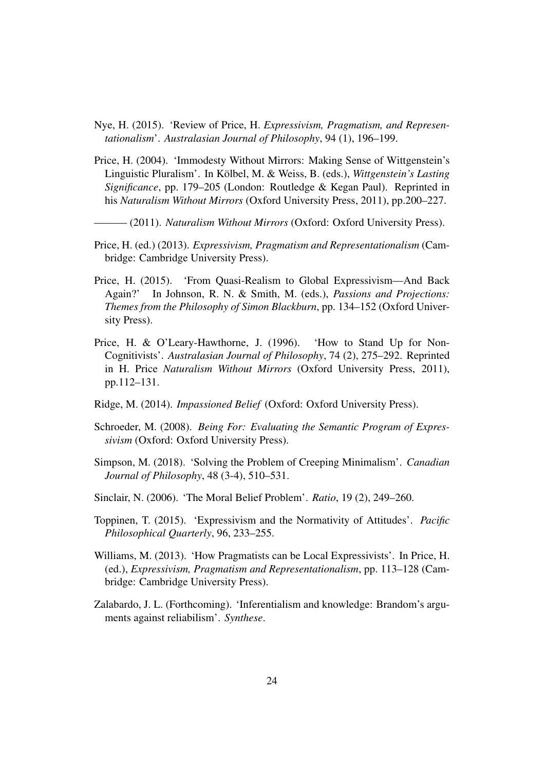Nye, H. (2015). 'Review of Price, H. *Expressivism, Pragmatism, and Representationalism*'. *Australasian Journal of Philosophy*, 94 (1), 196–199.

Price, H. (2004). 'Immodesty Without Mirrors: Making Sense of Wittgenstein's Linguistic Pluralism'. In Kölbel, M. & Weiss, B. (eds.), *Wittgenstein's Lasting Significance*, pp. 179–205 (London: Routledge & Kegan Paul). Reprinted in his *Naturalism Without Mirrors* (Oxford University Press, 2011), pp.200–227.

——— (2011). *Naturalism Without Mirrors* (Oxford: Oxford University Press).

Price, H. (ed.) (2013). *Expressivism, Pragmatism and Representationalism* (Cambridge: Cambridge University Press).

Price, H. (2015). 'From Quasi-Realism to Global Expressivism—And Back Again?' In Johnson, R. N. & Smith, M. (eds.), *Passions and Projections: Themes from the Philosophy of Simon Blackburn*, pp. 134–152 (Oxford University Press).

Price, H. & O'Leary-Hawthorne, J. (1996). 'How to Stand Up for Non-Cognitivists'. *Australasian Journal of Philosophy*, 74 (2), 275–292. Reprinted in H. Price *Naturalism Without Mirrors* (Oxford University Press, 2011), pp.112–131.

Ridge, M. (2014). *Impassioned Belief* (Oxford: Oxford University Press).

Schroeder, M. (2008). *Being For: Evaluating the Semantic Program of Expressivism* (Oxford: Oxford University Press).

Simpson, M. (2018). 'Solving the Problem of Creeping Minimalism'. *Canadian Journal of Philosophy*, 48 (3-4), 510–531.

Sinclair, N. (2006). 'The Moral Belief Problem'. *Ratio*, 19 (2), 249–260.

Toppinen, T. (2015). 'Expressivism and the Normativity of Attitudes'. *Pacific Philosophical Quarterly*, 96, 233–255.

Williams, M. (2013). 'How Pragmatists can be Local Expressivists'. In Price, H. (ed.), *Expressivism, Pragmatism and Representationalism*, pp. 113–128 (Cambridge: Cambridge University Press).

Zalabardo, J. L. (Forthcoming). 'Inferentialism and knowledge: Brandom's arguments against reliabilism'. *Synthese*.